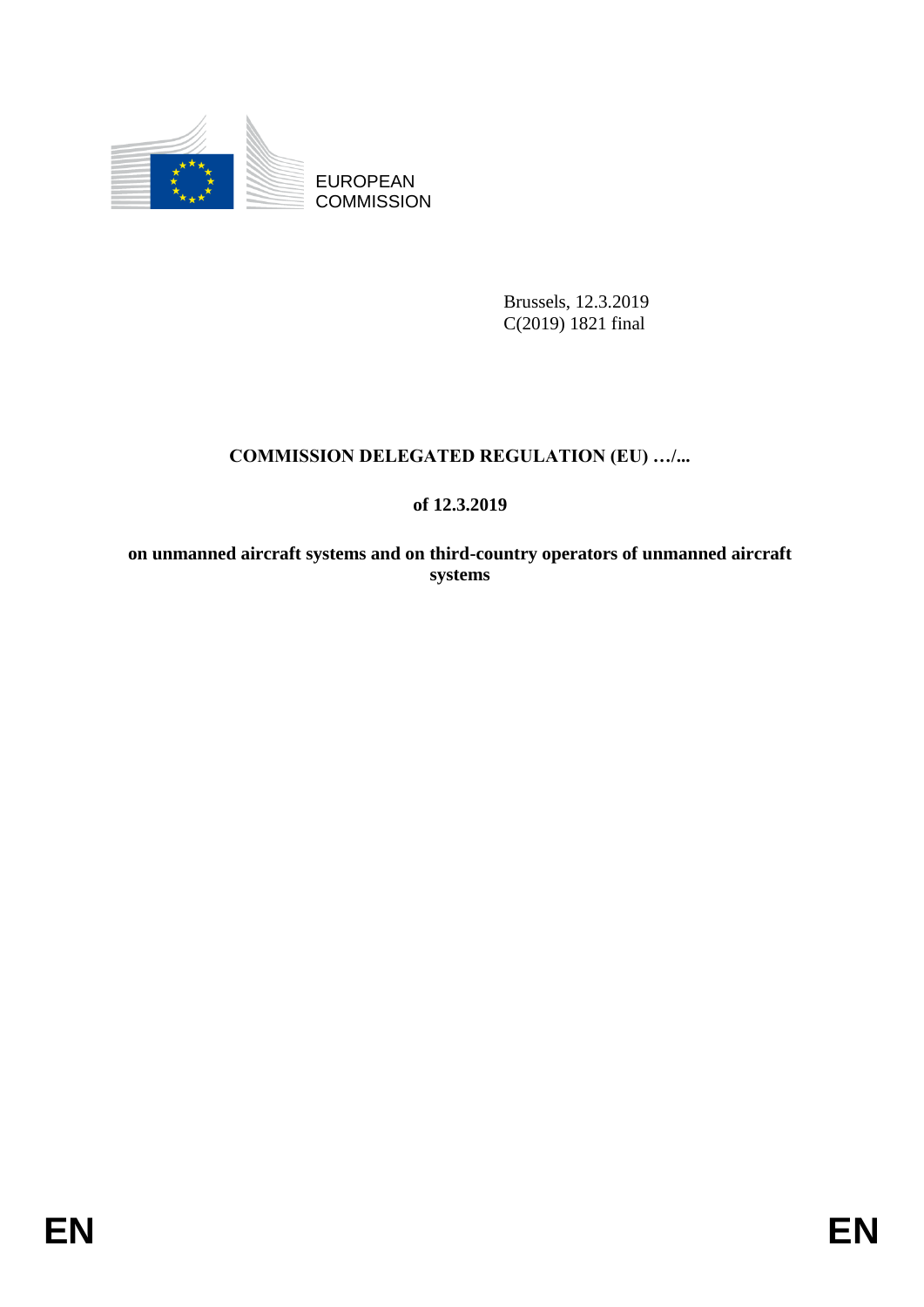EUROPEAN COMMISSION

Brussels, 12.3.2019
C(2019) 1821 final

**COMMISSION DELEGATED REGULATION (EU) …/...**

**of 12.3.2019**

**on unmanned aircraft systems and on third-country operators of unmanned aircraft systems**

EN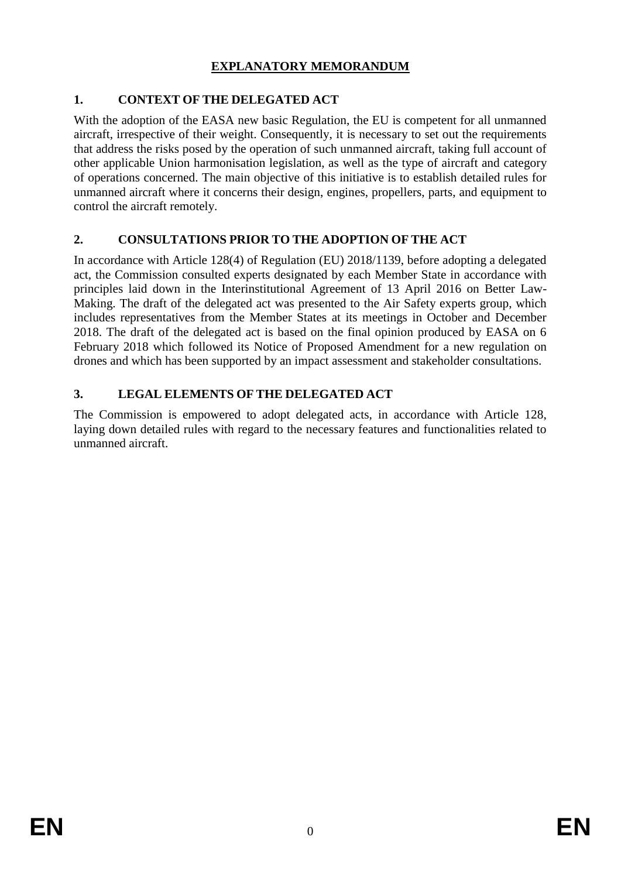# EXPLANATORY MEMORANDUM

## 1. CONTEXT OF THE DELEGATED ACT

With the adoption of the EASA new basic Regulation, the EU is competent for all unmanned aircraft, irrespective of their weight. Consequently, it is necessary to set out the requirements that address the risks posed by the operation of such unmanned aircraft, taking full account of other applicable Union harmonisation legislation, as well as the type of aircraft and category of operations concerned. The main objective of this initiative is to establish detailed rules for unmanned aircraft where it concerns their design, engines, propellers, parts, and equipment to control the aircraft remotely.

## 2. CONSULTATIONS PRIOR TO THE ADOPTION OF THE ACT

In accordance with Article 128(4) of Regulation (EU) 2018/1139, before adopting a delegated act, the Commission consulted experts designated by each Member State in accordance with principles laid down in the Interinstitutional Agreement of 13 April 2016 on Better Law-Making. The draft of the delegated act was presented to the Air Safety experts group, which includes representatives from the Member States at its meetings in October and December 2018. The draft of the delegated act is based on the final opinion produced by EASA on 6 February 2018 which followed its Notice of Proposed Amendment for a new regulation on drones and which has been supported by an impact assessment and stakeholder consultations.

## 3. LEGAL ELEMENTS OF THE DELEGATED ACT

The Commission is empowered to adopt delegated acts, in accordance with Article 128, laying down detailed rules with regard to the necessary features and functionalities related to unmanned aircraft.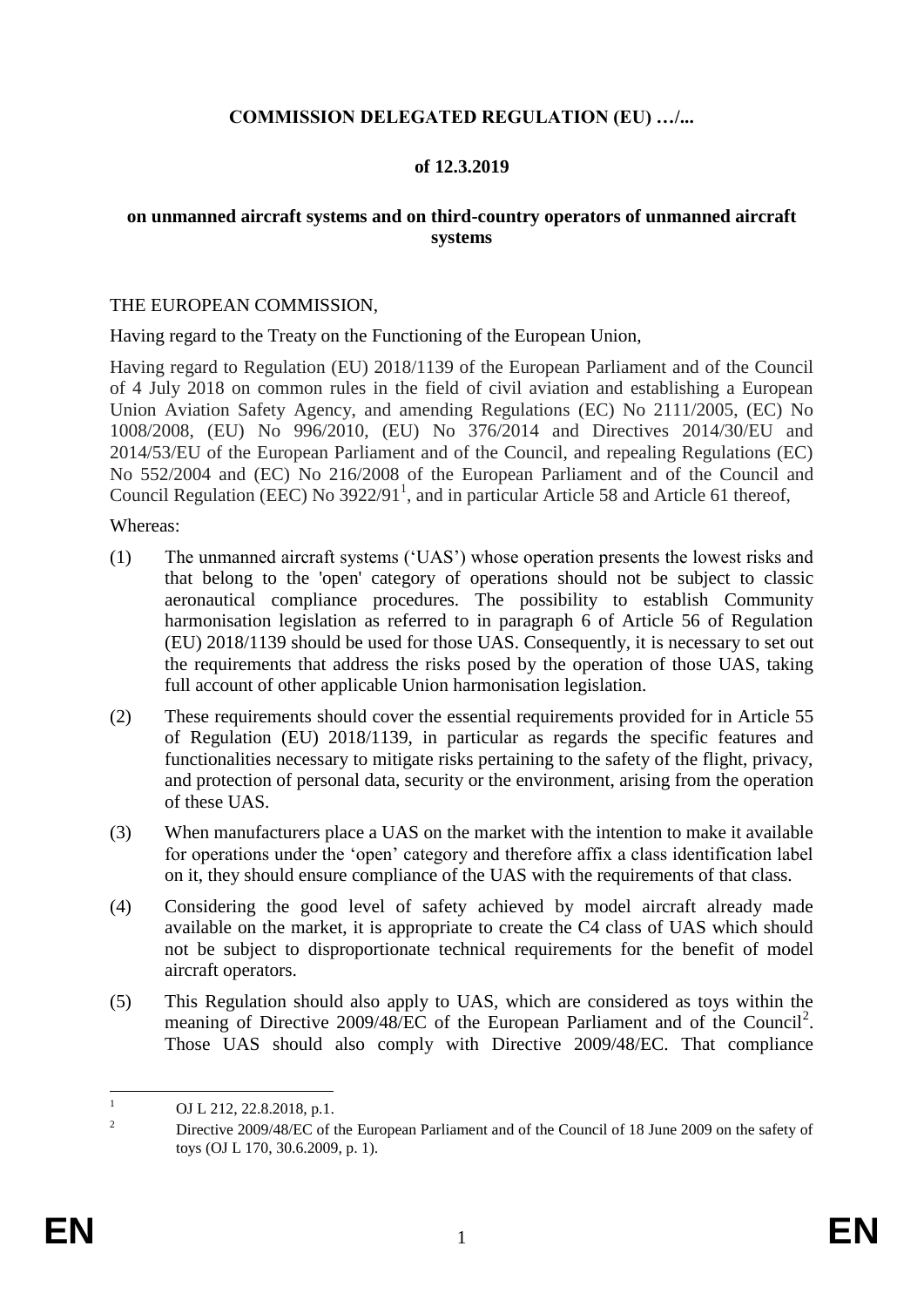**COMMISSION DELEGATED REGULATION (EU) …/...**

**of 12.3.2019**

**on unmanned aircraft systems and on third-country operators of unmanned aircraft systems**

THE EUROPEAN COMMISSION,

Having regard to the Treaty on the Functioning of the European Union,

Having regard to Regulation (EU) 2018/1139 of the European Parliament and of the Council of 4 July 2018 on common rules in the field of civil aviation and establishing a European Union Aviation Safety Agency, and amending Regulations (EC) No 2111/2005, (EC) No 1008/2008, (EU) No 996/2010, (EU) No 376/2014 and Directives 2014/30/EU and 2014/53/EU of the European Parliament and of the Council, and repealing Regulations (EC) No 552/2004 and (EC) No 216/2008 of the European Parliament and of the Council and Council Regulation (EEC) No 3922/91[1], and in particular Article 58 and Article 61 thereof,

Whereas:

(1) The unmanned aircraft systems ('UAS') whose operation presents the lowest risks and that belong to the 'open' category of operations should not be subject to classic aeronautical compliance procedures. The possibility to establish Community harmonisation legislation as referred to in paragraph 6 of Article 56 of Regulation (EU) 2018/1139 should be used for those UAS. Consequently, it is necessary to set out the requirements that address the risks posed by the operation of those UAS, taking full account of other applicable Union harmonisation legislation.

(2) These requirements should cover the essential requirements provided for in Article 55 of Regulation (EU) 2018/1139, in particular as regards the specific features and functionalities necessary to mitigate risks pertaining to the safety of the flight, privacy, and protection of personal data, security or the environment, arising from the operation of these UAS.

(3) When manufacturers place a UAS on the market with the intention to make it available for operations under the 'open' category and therefore affix a class identification label on it, they should ensure compliance of the UAS with the requirements of that class.

(4) Considering the good level of safety achieved by model aircraft already made available on the market, it is appropriate to create the C4 class of UAS which should not be subject to disproportionate technical requirements for the benefit of model aircraft operators.

(5) This Regulation should also apply to UAS, which are considered as toys within the meaning of Directive 2009/48/EC of the European Parliament and of the Council[2]. Those UAS should also comply with Directive 2009/48/EC. That compliance

---

[1] OJ L 212, 22.8.2018, p.1.

[2] Directive 2009/48/EC of the European Parliament and of the Council of 18 June 2009 on the safety of toys (OJ L 170, 30.6.2009, p. 1).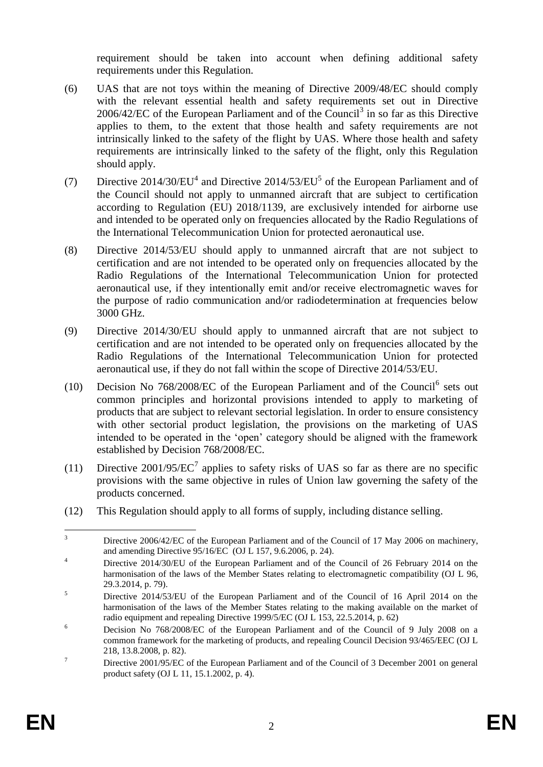requirement should be taken into account when defining additional safety requirements under this Regulation.

(6) UAS that are not toys within the meaning of Directive 2009/48/EC should comply with the relevant essential health and safety requirements set out in Directive 2006/42/EC of the European Parliament and of the Council[3] in so far as this Directive applies to them, to the extent that those health and safety requirements are not intrinsically linked to the safety of the flight by UAS. Where those health and safety requirements are intrinsically linked to the safety of the flight, only this Regulation should apply.

(7) Directive 2014/30/EU[4] and Directive 2014/53/EU[5] of the European Parliament and of the Council should not apply to unmanned aircraft that are subject to certification according to Regulation (EU) 2018/1139, are exclusively intended for airborne use and intended to be operated only on frequencies allocated by the Radio Regulations of the International Telecommunication Union for protected aeronautical use.

(8) Directive 2014/53/EU should apply to unmanned aircraft that are not subject to certification and are not intended to be operated only on frequencies allocated by the Radio Regulations of the International Telecommunication Union for protected aeronautical use, if they intentionally emit and/or receive electromagnetic waves for the purpose of radio communication and/or radiodetermination at frequencies below 3000 GHz.

(9) Directive 2014/30/EU should apply to unmanned aircraft that are not subject to certification and are not intended to be operated only on frequencies allocated by the Radio Regulations of the International Telecommunication Union for protected aeronautical use, if they do not fall within the scope of Directive 2014/53/EU.

(10) Decision No 768/2008/EC of the European Parliament and of the Council[6] sets out common principles and horizontal provisions intended to apply to marketing of products that are subject to relevant sectorial legislation. In order to ensure consistency with other sectorial product legislation, the provisions on the marketing of UAS intended to be operated in the 'open' category should be aligned with the framework established by Decision 768/2008/EC.

(11) Directive 2001/95/EC[7] applies to safety risks of UAS so far as there are no specific provisions with the same objective in rules of Union law governing the safety of the products concerned.

(12) This Regulation should apply to all forms of supply, including distance selling.

---

[3] Directive 2006/42/EC of the European Parliament and of the Council of 17 May 2006 on machinery, and amending Directive 95/16/EC (OJ L 157, 9.6.2006, p. 24).

[4] Directive 2014/30/EU of the European Parliament and of the Council of 26 February 2014 on the harmonisation of the laws of the Member States relating to electromagnetic compatibility (OJ L 96, 29.3.2014, p. 79).

[5] Directive 2014/53/EU of the European Parliament and of the Council of 16 April 2014 on the harmonisation of the laws of the Member States relating to the making available on the market of radio equipment and repealing Directive 1999/5/EC (OJ L 153, 22.5.2014, p. 62)

[6] Decision No 768/2008/EC of the European Parliament and of the Council of 9 July 2008 on a common framework for the marketing of products, and repealing Council Decision 93/465/EEC (OJ L 218, 13.8.2008, p. 82).

[7] Directive 2001/95/EC of the European Parliament and of the Council of 3 December 2001 on general product safety (OJ L 11, 15.1.2002, p. 4).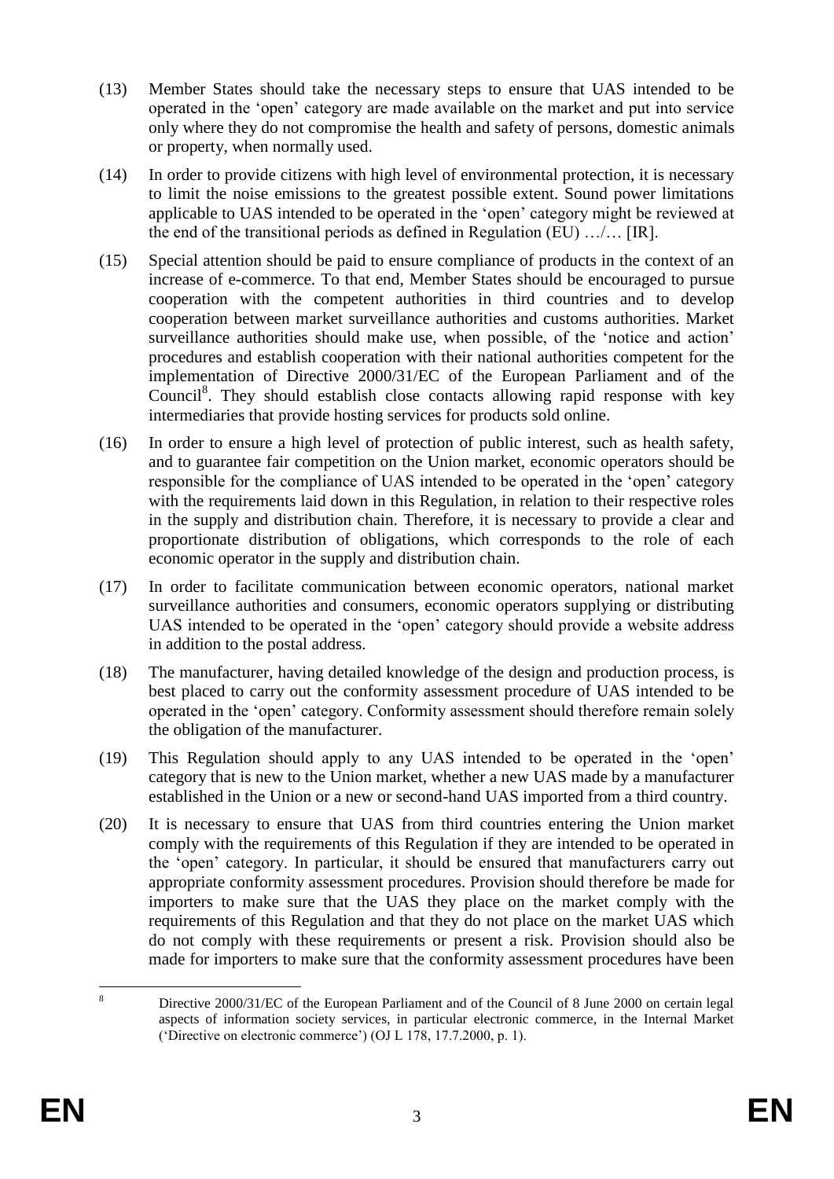(13) Member States should take the necessary steps to ensure that UAS intended to be operated in the 'open' category are made available on the market and put into service only where they do not compromise the health and safety of persons, domestic animals or property, when normally used.

(14) In order to provide citizens with high level of environmental protection, it is necessary to limit the noise emissions to the greatest possible extent. Sound power limitations applicable to UAS intended to be operated in the 'open' category might be reviewed at the end of the transitional periods as defined in Regulation (EU) …/… [IR].

(15) Special attention should be paid to ensure compliance of products in the context of an increase of e-commerce. To that end, Member States should be encouraged to pursue cooperation with the competent authorities in third countries and to develop cooperation between market surveillance authorities and customs authorities. Market surveillance authorities should make use, when possible, of the 'notice and action' procedures and establish cooperation with their national authorities competent for the implementation of Directive 2000/31/EC of the European Parliament and of the Council[8]. They should establish close contacts allowing rapid response with key intermediaries that provide hosting services for products sold online.

(16) In order to ensure a high level of protection of public interest, such as health safety, and to guarantee fair competition on the Union market, economic operators should be responsible for the compliance of UAS intended to be operated in the 'open' category with the requirements laid down in this Regulation, in relation to their respective roles in the supply and distribution chain. Therefore, it is necessary to provide a clear and proportionate distribution of obligations, which corresponds to the role of each economic operator in the supply and distribution chain.

(17) In order to facilitate communication between economic operators, national market surveillance authorities and consumers, economic operators supplying or distributing UAS intended to be operated in the 'open' category should provide a website address in addition to the postal address.

(18) The manufacturer, having detailed knowledge of the design and production process, is best placed to carry out the conformity assessment procedure of UAS intended to be operated in the 'open' category. Conformity assessment should therefore remain solely the obligation of the manufacturer.

(19) This Regulation should apply to any UAS intended to be operated in the 'open' category that is new to the Union market, whether a new UAS made by a manufacturer established in the Union or a new or second-hand UAS imported from a third country.

(20) It is necessary to ensure that UAS from third countries entering the Union market comply with the requirements of this Regulation if they are intended to be operated in the 'open' category. In particular, it should be ensured that manufacturers carry out appropriate conformity assessment procedures. Provision should therefore be made for importers to make sure that the UAS they place on the market comply with the requirements of this Regulation and that they do not place on the market UAS which do not comply with these requirements or present a risk. Provision should also be made for importers to make sure that the conformity assessment procedures have been

---

[8] Directive 2000/31/EC of the European Parliament and of the Council of 8 June 2000 on certain legal aspects of information society services, in particular electronic commerce, in the Internal Market ('Directive on electronic commerce') (OJ L 178, 17.7.2000, p. 1).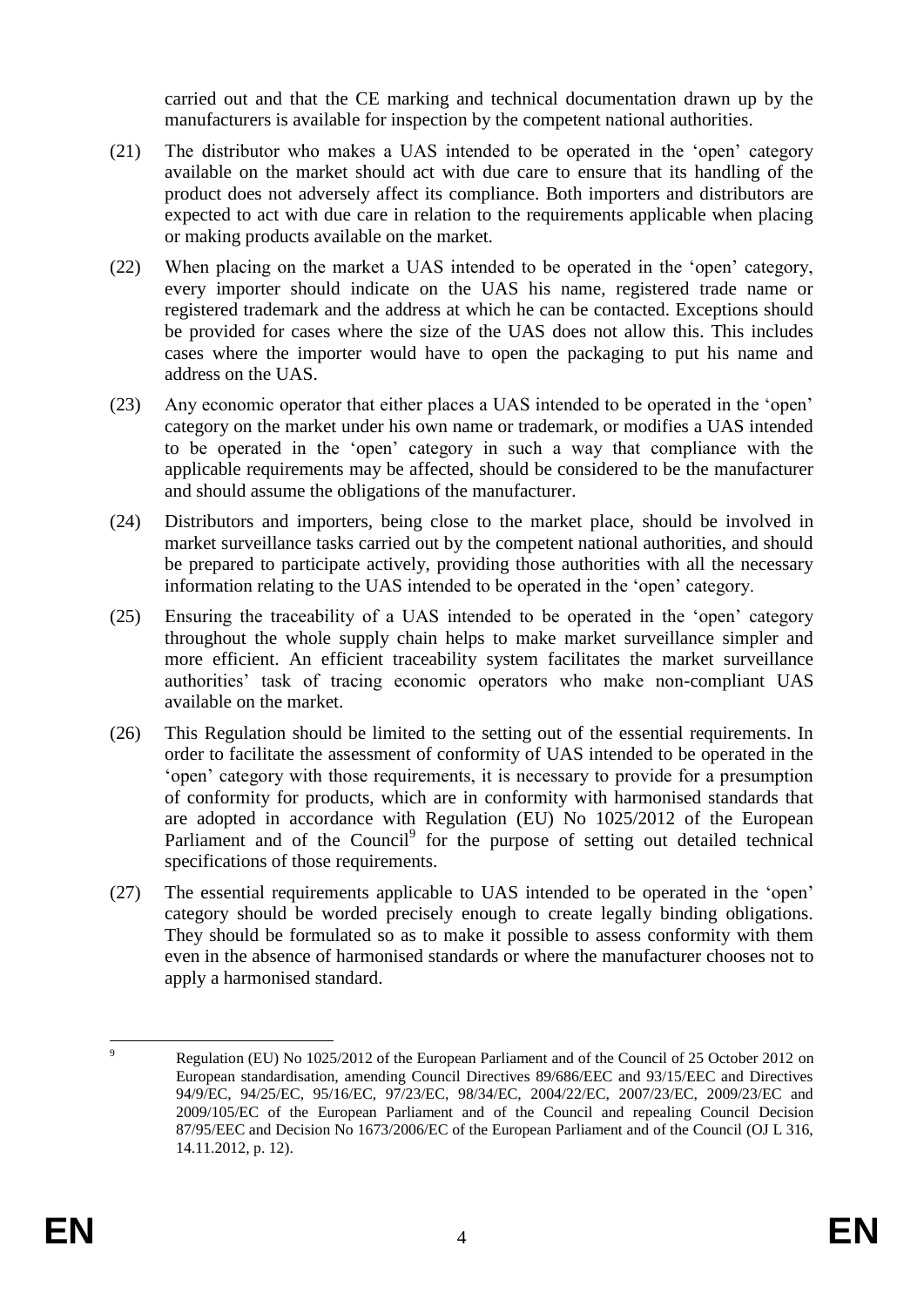carried out and that the CE marking and technical documentation drawn up by the manufacturers is available for inspection by the competent national authorities.

(21) The distributor who makes a UAS intended to be operated in the 'open' category available on the market should act with due care to ensure that its handling of the product does not adversely affect its compliance. Both importers and distributors are expected to act with due care in relation to the requirements applicable when placing or making products available on the market.

(22) When placing on the market a UAS intended to be operated in the 'open' category, every importer should indicate on the UAS his name, registered trade name or registered trademark and the address at which he can be contacted. Exceptions should be provided for cases where the size of the UAS does not allow this. This includes cases where the importer would have to open the packaging to put his name and address on the UAS.

(23) Any economic operator that either places a UAS intended to be operated in the 'open' category on the market under his own name or trademark, or modifies a UAS intended to be operated in the 'open' category in such a way that compliance with the applicable requirements may be affected, should be considered to be the manufacturer and should assume the obligations of the manufacturer.

(24) Distributors and importers, being close to the market place, should be involved in market surveillance tasks carried out by the competent national authorities, and should be prepared to participate actively, providing those authorities with all the necessary information relating to the UAS intended to be operated in the 'open' category.

(25) Ensuring the traceability of a UAS intended to be operated in the 'open' category throughout the whole supply chain helps to make market surveillance simpler and more efficient. An efficient traceability system facilitates the market surveillance authorities' task of tracing economic operators who make non-compliant UAS available on the market.

(26) This Regulation should be limited to the setting out of the essential requirements. In order to facilitate the assessment of conformity of UAS intended to be operated in the 'open' category with those requirements, it is necessary to provide for a presumption of conformity for products, which are in conformity with harmonised standards that are adopted in accordance with Regulation (EU) No 1025/2012 of the European Parliament and of the Council[9] for the purpose of setting out detailed technical specifications of those requirements.

(27) The essential requirements applicable to UAS intended to be operated in the 'open' category should be worded precisely enough to create legally binding obligations. They should be formulated so as to make it possible to assess conformity with them even in the absence of harmonised standards or where the manufacturer chooses not to apply a harmonised standard.

---

[9] Regulation (EU) No 1025/2012 of the European Parliament and of the Council of 25 October 2012 on European standardisation, amending Council Directives 89/686/EEC and 93/15/EEC and Directives 94/9/EC, 94/25/EC, 95/16/EC, 97/23/EC, 98/34/EC, 2004/22/EC, 2007/23/EC, 2009/23/EC and 2009/105/EC of the European Parliament and of the Council and repealing Council Decision 87/95/EEC and Decision No 1673/2006/EC of the European Parliament and of the Council (OJ L 316, 14.11.2012, p. 12).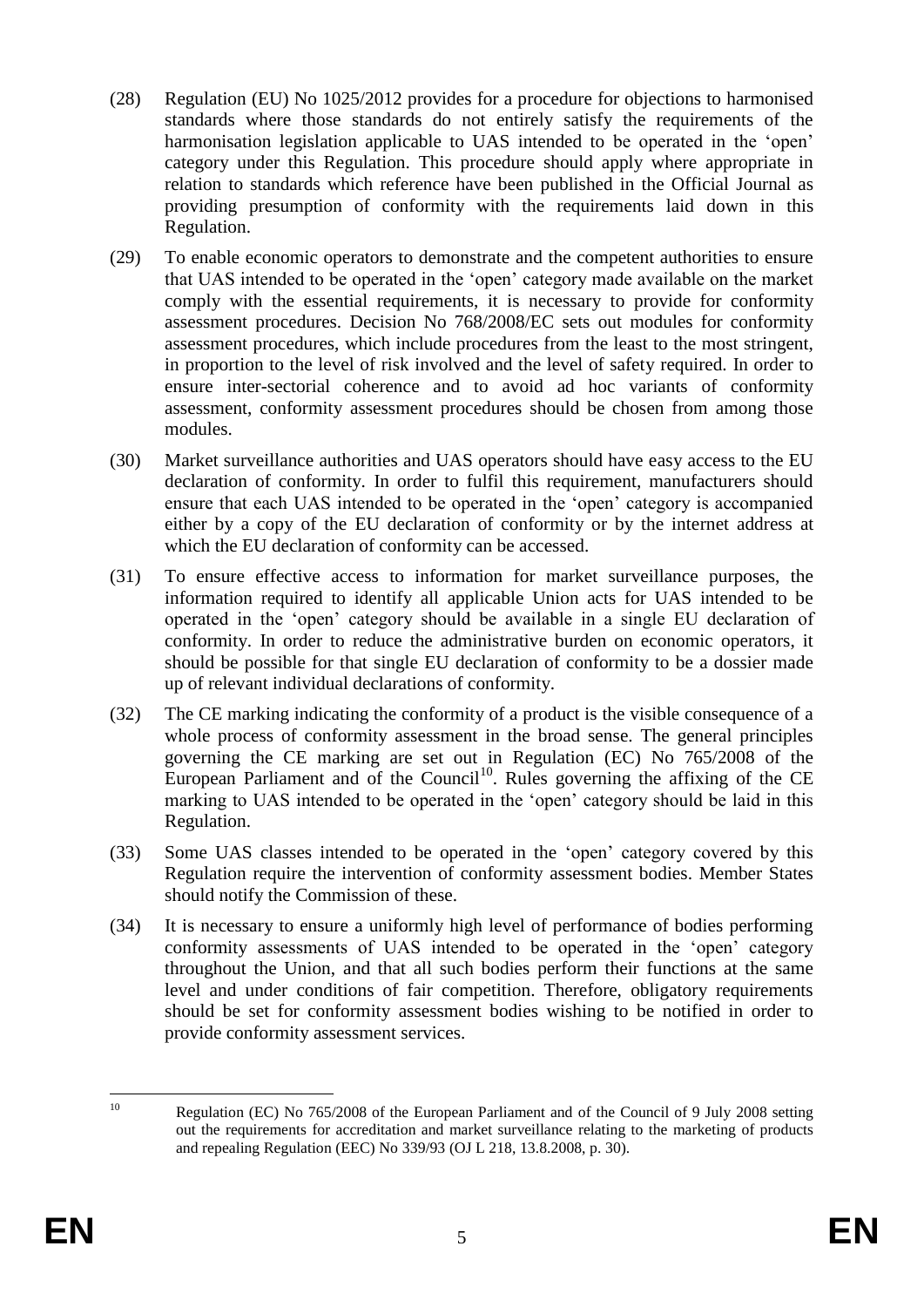(28) Regulation (EU) No 1025/2012 provides for a procedure for objections to harmonised standards where those standards do not entirely satisfy the requirements of the harmonisation legislation applicable to UAS intended to be operated in the 'open' category under this Regulation. This procedure should apply where appropriate in relation to standards which reference have been published in the Official Journal as providing presumption of conformity with the requirements laid down in this Regulation.

(29) To enable economic operators to demonstrate and the competent authorities to ensure that UAS intended to be operated in the 'open' category made available on the market comply with the essential requirements, it is necessary to provide for conformity assessment procedures. Decision No 768/2008/EC sets out modules for conformity assessment procedures, which include procedures from the least to the most stringent, in proportion to the level of risk involved and the level of safety required. In order to ensure inter-sectorial coherence and to avoid ad hoc variants of conformity assessment, conformity assessment procedures should be chosen from among those modules.

(30) Market surveillance authorities and UAS operators should have easy access to the EU declaration of conformity. In order to fulfil this requirement, manufacturers should ensure that each UAS intended to be operated in the 'open' category is accompanied either by a copy of the EU declaration of conformity or by the internet address at which the EU declaration of conformity can be accessed.

(31) To ensure effective access to information for market surveillance purposes, the information required to identify all applicable Union acts for UAS intended to be operated in the 'open' category should be available in a single EU declaration of conformity. In order to reduce the administrative burden on economic operators, it should be possible for that single EU declaration of conformity to be a dossier made up of relevant individual declarations of conformity.

(32) The CE marking indicating the conformity of a product is the visible consequence of a whole process of conformity assessment in the broad sense. The general principles governing the CE marking are set out in Regulation (EC) No 765/2008 of the European Parliament and of the Council[10]. Rules governing the affixing of the CE marking to UAS intended to be operated in the 'open' category should be laid in this Regulation.

(33) Some UAS classes intended to be operated in the 'open' category covered by this Regulation require the intervention of conformity assessment bodies. Member States should notify the Commission of these.

(34) It is necessary to ensure a uniformly high level of performance of bodies performing conformity assessments of UAS intended to be operated in the 'open' category throughout the Union, and that all such bodies perform their functions at the same level and under conditions of fair competition. Therefore, obligatory requirements should be set for conformity assessment bodies wishing to be notified in order to provide conformity assessment services.

---

[10] Regulation (EC) No 765/2008 of the European Parliament and of the Council of 9 July 2008 setting out the requirements for accreditation and market surveillance relating to the marketing of products and repealing Regulation (EEC) No 339/93 (OJ L 218, 13.8.2008, p. 30).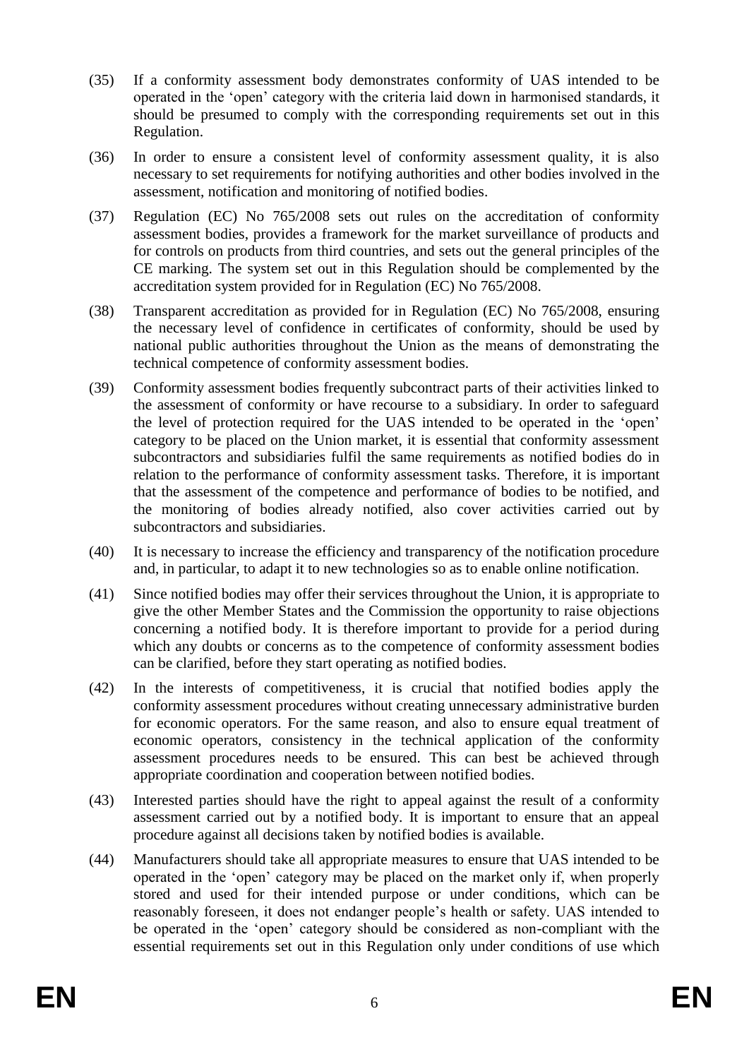(35) If a conformity assessment body demonstrates conformity of UAS intended to be operated in the 'open' category with the criteria laid down in harmonised standards, it should be presumed to comply with the corresponding requirements set out in this Regulation.

(36) In order to ensure a consistent level of conformity assessment quality, it is also necessary to set requirements for notifying authorities and other bodies involved in the assessment, notification and monitoring of notified bodies.

(37) Regulation (EC) No 765/2008 sets out rules on the accreditation of conformity assessment bodies, provides a framework for the market surveillance of products and for controls on products from third countries, and sets out the general principles of the CE marking. The system set out in this Regulation should be complemented by the accreditation system provided for in Regulation (EC) No 765/2008.

(38) Transparent accreditation as provided for in Regulation (EC) No 765/2008, ensuring the necessary level of confidence in certificates of conformity, should be used by national public authorities throughout the Union as the means of demonstrating the technical competence of conformity assessment bodies.

(39) Conformity assessment bodies frequently subcontract parts of their activities linked to the assessment of conformity or have recourse to a subsidiary. In order to safeguard the level of protection required for the UAS intended to be operated in the 'open' category to be placed on the Union market, it is essential that conformity assessment subcontractors and subsidiaries fulfil the same requirements as notified bodies do in relation to the performance of conformity assessment tasks. Therefore, it is important that the assessment of the competence and performance of bodies to be notified, and the monitoring of bodies already notified, also cover activities carried out by subcontractors and subsidiaries.

(40) It is necessary to increase the efficiency and transparency of the notification procedure and, in particular, to adapt it to new technologies so as to enable online notification.

(41) Since notified bodies may offer their services throughout the Union, it is appropriate to give the other Member States and the Commission the opportunity to raise objections concerning a notified body. It is therefore important to provide for a period during which any doubts or concerns as to the competence of conformity assessment bodies can be clarified, before they start operating as notified bodies.

(42) In the interests of competitiveness, it is crucial that notified bodies apply the conformity assessment procedures without creating unnecessary administrative burden for economic operators. For the same reason, and also to ensure equal treatment of economic operators, consistency in the technical application of the conformity assessment procedures needs to be ensured. This can best be achieved through appropriate coordination and cooperation between notified bodies.

(43) Interested parties should have the right to appeal against the result of a conformity assessment carried out by a notified body. It is important to ensure that an appeal procedure against all decisions taken by notified bodies is available.

(44) Manufacturers should take all appropriate measures to ensure that UAS intended to be operated in the 'open' category may be placed on the market only if, when properly stored and used for their intended purpose or under conditions, which can be reasonably foreseen, it does not endanger people's health or safety. UAS intended to be operated in the 'open' category should be considered as non-compliant with the essential requirements set out in this Regulation only under conditions of use which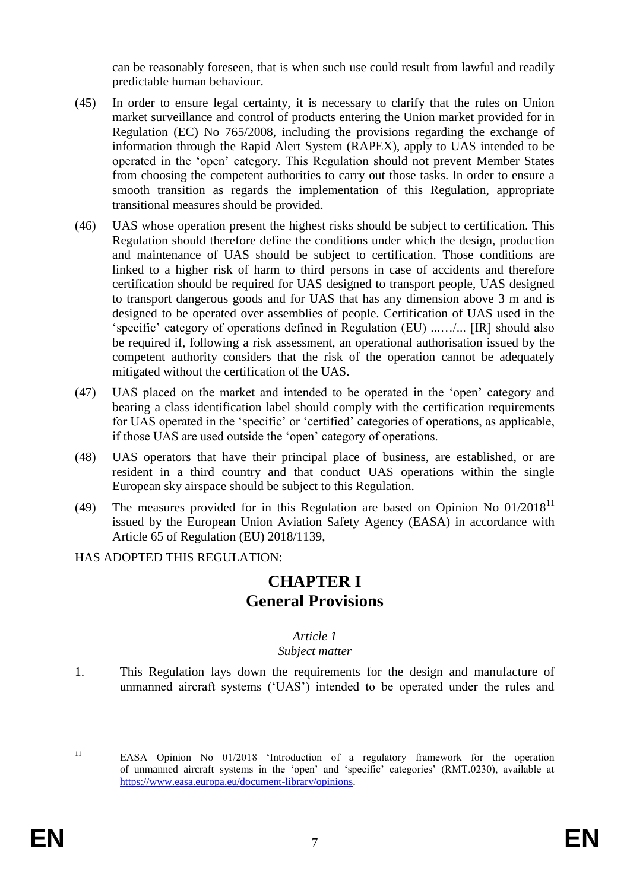can be reasonably foreseen, that is when such use could result from lawful and readily predictable human behaviour.

(45) In order to ensure legal certainty, it is necessary to clarify that the rules on Union market surveillance and control of products entering the Union market provided for in Regulation (EC) No 765/2008, including the provisions regarding the exchange of information through the Rapid Alert System (RAPEX), apply to UAS intended to be operated in the 'open' category. This Regulation should not prevent Member States from choosing the competent authorities to carry out those tasks. In order to ensure a smooth transition as regards the implementation of this Regulation, appropriate transitional measures should be provided.

(46) UAS whose operation present the highest risks should be subject to certification. This Regulation should therefore define the conditions under which the design, production and maintenance of UAS should be subject to certification. Those conditions are linked to a higher risk of harm to third persons in case of accidents and therefore certification should be required for UAS designed to transport people, UAS designed to transport dangerous goods and for UAS that has any dimension above 3 m and is designed to be operated over assemblies of people. Certification of UAS used in the 'specific' category of operations defined in Regulation (EU) ..…/... [IR] should also be required if, following a risk assessment, an operational authorisation issued by the competent authority considers that the risk of the operation cannot be adequately mitigated without the certification of the UAS.

(47) UAS placed on the market and intended to be operated in the 'open' category and bearing a class identification label should comply with the certification requirements for UAS operated in the 'specific' or 'certified' categories of operations, as applicable, if those UAS are used outside the 'open' category of operations.

(48) UAS operators that have their principal place of business, are established, or are resident in a third country and that conduct UAS operations within the single European sky airspace should be subject to this Regulation.

(49) The measures provided for in this Regulation are based on Opinion No 01/2018[11] issued by the European Union Aviation Safety Agency (EASA) in accordance with Article 65 of Regulation (EU) 2018/1139,

HAS ADOPTED THIS REGULATION:

# CHAPTER I
# General Provisions

*Article 1*

*Subject matter*

1. This Regulation lays down the requirements for the design and manufacture of unmanned aircraft systems ('UAS') intended to be operated under the rules and

---

[11] EASA Opinion No 01/2018 'Introduction of a regulatory framework for the operation of unmanned aircraft systems in the 'open' and 'specific' categories' (RMT.0230), available at https://www.easa.europa.eu/document-library/opinions.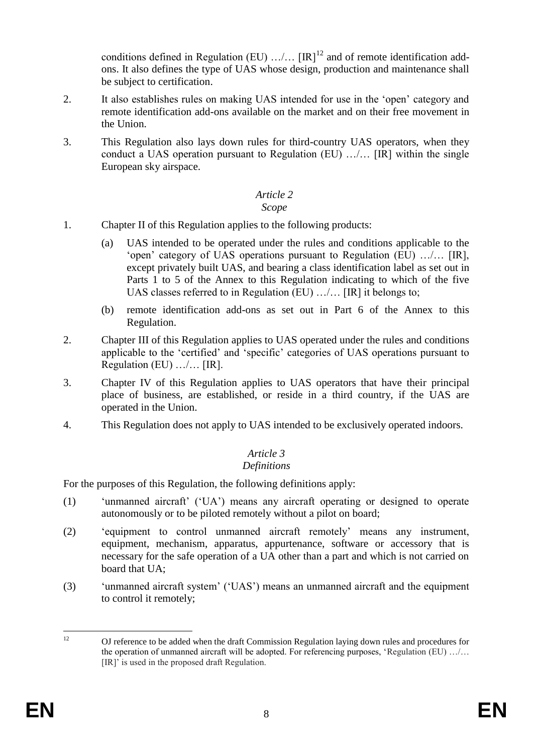conditions defined in Regulation (EU) …/… [IR][12] and of remote identification add-ons. It also defines the type of UAS whose design, production and maintenance shall be subject to certification.

2. It also establishes rules on making UAS intended for use in the 'open' category and remote identification add-ons available on the market and on their free movement in the Union.

3. This Regulation also lays down rules for third-country UAS operators, when they conduct a UAS operation pursuant to Regulation (EU) …/… [IR] within the single European sky airspace.

*Article 2*

*Scope*

1. Chapter II of this Regulation applies to the following products:

   (a) UAS intended to be operated under the rules and conditions applicable to the 'open' category of UAS operations pursuant to Regulation (EU) …/… [IR], except privately built UAS, and bearing a class identification label as set out in Parts 1 to 5 of the Annex to this Regulation indicating to which of the five UAS classes referred to in Regulation (EU) …/… [IR] it belongs to;

   (b) remote identification add-ons as set out in Part 6 of the Annex to this Regulation.

2. Chapter III of this Regulation applies to UAS operated under the rules and conditions applicable to the 'certified' and 'specific' categories of UAS operations pursuant to Regulation (EU) …/… [IR].

3. Chapter IV of this Regulation applies to UAS operators that have their principal place of business, are established, or reside in a third country, if the UAS are operated in the Union.

4. This Regulation does not apply to UAS intended to be exclusively operated indoors.

*Article 3*

*Definitions*

For the purposes of this Regulation, the following definitions apply:

(1) 'unmanned aircraft' ('UA') means any aircraft operating or designed to operate autonomously or to be piloted remotely without a pilot on board;

(2) 'equipment to control unmanned aircraft remotely' means any instrument, equipment, mechanism, apparatus, appurtenance, software or accessory that is necessary for the safe operation of a UA other than a part and which is not carried on board that UA;

(3) 'unmanned aircraft system' ('UAS') means an unmanned aircraft and the equipment to control it remotely;

---

[12] OJ reference to be added when the draft Commission Regulation laying down rules and procedures for the operation of unmanned aircraft will be adopted. For referencing purposes, 'Regulation (EU) …/… [IR]' is used in the proposed draft Regulation.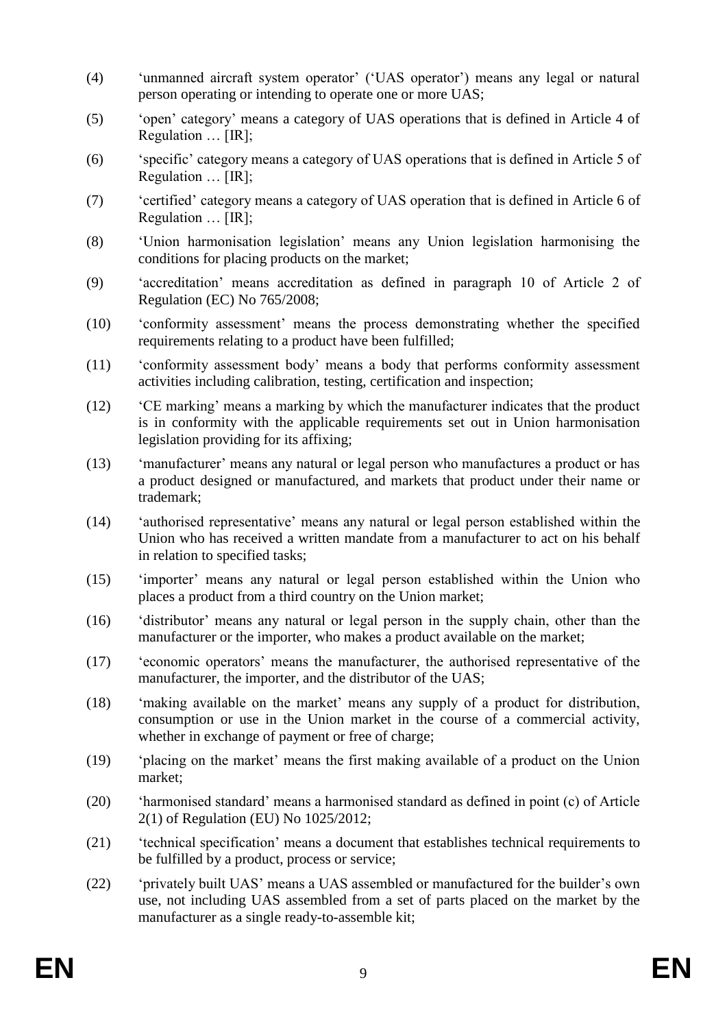(4) 'unmanned aircraft system operator' ('UAS operator') means any legal or natural person operating or intending to operate one or more UAS;

(5) 'open' category' means a category of UAS operations that is defined in Article 4 of Regulation … [IR];

(6) 'specific' category means a category of UAS operations that is defined in Article 5 of Regulation … [IR];

(7) 'certified' category means a category of UAS operation that is defined in Article 6 of Regulation … [IR];

(8) 'Union harmonisation legislation' means any Union legislation harmonising the conditions for placing products on the market;

(9) 'accreditation' means accreditation as defined in paragraph 10 of Article 2 of Regulation (EC) No 765/2008;

(10) 'conformity assessment' means the process demonstrating whether the specified requirements relating to a product have been fulfilled;

(11) 'conformity assessment body' means a body that performs conformity assessment activities including calibration, testing, certification and inspection;

(12) 'CE marking' means a marking by which the manufacturer indicates that the product is in conformity with the applicable requirements set out in Union harmonisation legislation providing for its affixing;

(13) 'manufacturer' means any natural or legal person who manufactures a product or has a product designed or manufactured, and markets that product under their name or trademark;

(14) 'authorised representative' means any natural or legal person established within the Union who has received a written mandate from a manufacturer to act on his behalf in relation to specified tasks;

(15) 'importer' means any natural or legal person established within the Union who places a product from a third country on the Union market;

(16) 'distributor' means any natural or legal person in the supply chain, other than the manufacturer or the importer, who makes a product available on the market;

(17) 'economic operators' means the manufacturer, the authorised representative of the manufacturer, the importer, and the distributor of the UAS;

(18) 'making available on the market' means any supply of a product for distribution, consumption or use in the Union market in the course of a commercial activity, whether in exchange of payment or free of charge;

(19) 'placing on the market' means the first making available of a product on the Union market;

(20) 'harmonised standard' means a harmonised standard as defined in point (c) of Article 2(1) of Regulation (EU) No 1025/2012;

(21) 'technical specification' means a document that establishes technical requirements to be fulfilled by a product, process or service;

(22) 'privately built UAS' means a UAS assembled or manufactured for the builder's own use, not including UAS assembled from a set of parts placed on the market by the manufacturer as a single ready-to-assemble kit;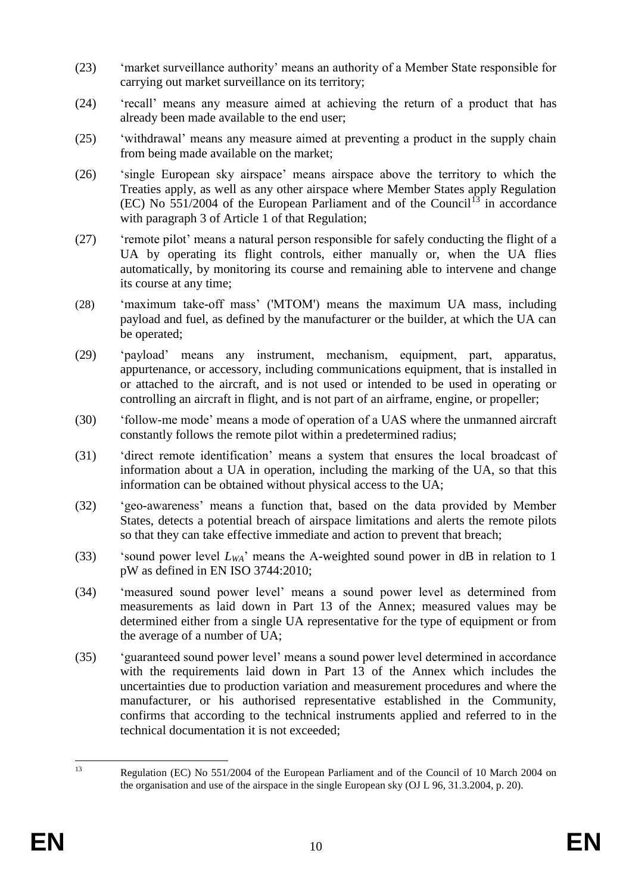(23) 'market surveillance authority' means an authority of a Member State responsible for carrying out market surveillance on its territory;

(24) 'recall' means any measure aimed at achieving the return of a product that has already been made available to the end user;

(25) 'withdrawal' means any measure aimed at preventing a product in the supply chain from being made available on the market;

(26) 'single European sky airspace' means airspace above the territory to which the Treaties apply, as well as any other airspace where Member States apply Regulation (EC) No 551/2004 of the European Parliament and of the Council[13] in accordance with paragraph 3 of Article 1 of that Regulation;

(27) 'remote pilot' means a natural person responsible for safely conducting the flight of a UA by operating its flight controls, either manually or, when the UA flies automatically, by monitoring its course and remaining able to intervene and change its course at any time;

(28) 'maximum take-off mass' ('MTOM') means the maximum UA mass, including payload and fuel, as defined by the manufacturer or the builder, at which the UA can be operated;

(29) 'payload' means any instrument, mechanism, equipment, part, apparatus, appurtenance, or accessory, including communications equipment, that is installed in or attached to the aircraft, and is not used or intended to be used in operating or controlling an aircraft in flight, and is not part of an airframe, engine, or propeller;

(30) 'follow-me mode' means a mode of operation of a UAS where the unmanned aircraft constantly follows the remote pilot within a predetermined radius;

(31) 'direct remote identification' means a system that ensures the local broadcast of information about a UA in operation, including the marking of the UA, so that this information can be obtained without physical access to the UA;

(32) 'geo-awareness' means a function that, based on the data provided by Member States, detects a potential breach of airspace limitations and alerts the remote pilots so that they can take effective immediate and action to prevent that breach;

(33) 'sound power level $L_{WA}$' means the A-weighted sound power in dB in relation to 1 pW as defined in EN ISO 3744:2010;

(34) 'measured sound power level' means a sound power level as determined from measurements as laid down in Part 13 of the Annex; measured values may be determined either from a single UA representative for the type of equipment or from the average of a number of UA;

(35) 'guaranteed sound power level' means a sound power level determined in accordance with the requirements laid down in Part 13 of the Annex which includes the uncertainties due to production variation and measurement procedures and where the manufacturer, or his authorised representative established in the Community, confirms that according to the technical instruments applied and referred to in the technical documentation it is not exceeded;

---

[13] Regulation (EC) No 551/2004 of the European Parliament and of the Council of 10 March 2004 on the organisation and use of the airspace in the single European sky (OJ L 96, 31.3.2004, p. 20).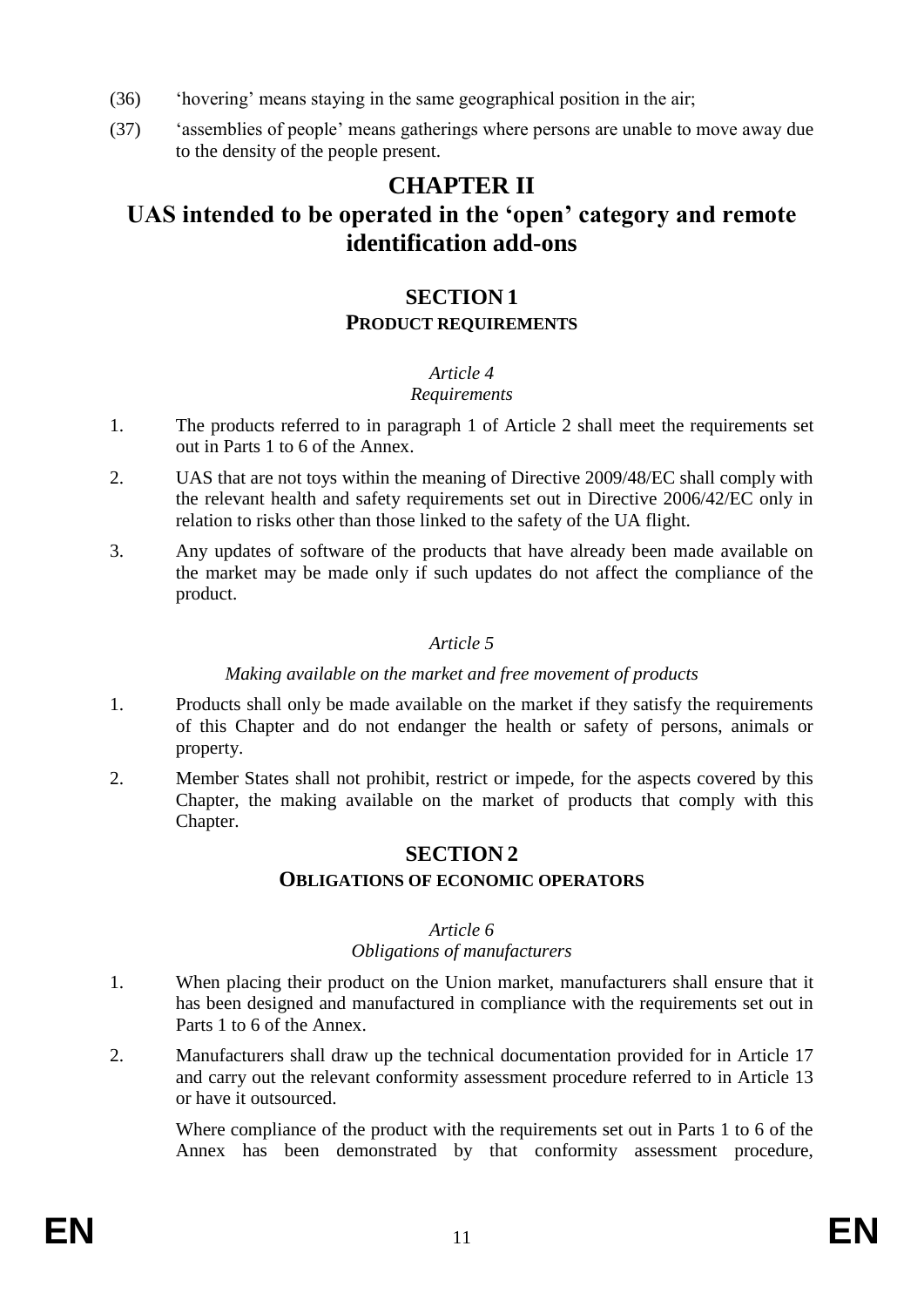(36) ‘hovering’ means staying in the same geographical position in the air;

(37) ‘assemblies of people’ means gatherings where persons are unable to move away due to the density of the people present.

# CHAPTER II

# UAS intended to be operated in the ‘open’ category and remote identification add-ons

## SECTION 1

## PRODUCT REQUIREMENTS

*Article 4*

*Requirements*

1. The products referred to in paragraph 1 of Article 2 shall meet the requirements set out in Parts 1 to 6 of the Annex.

2. UAS that are not toys within the meaning of Directive 2009/48/EC shall comply with the relevant health and safety requirements set out in Directive 2006/42/EC only in relation to risks other than those linked to the safety of the UA flight.

3. Any updates of software of the products that have already been made available on the market may be made only if such updates do not affect the compliance of the product.

*Article 5*

*Making available on the market and free movement of products*

1. Products shall only be made available on the market if they satisfy the requirements of this Chapter and do not endanger the health or safety of persons, animals or property.

2. Member States shall not prohibit, restrict or impede, for the aspects covered by this Chapter, the making available on the market of products that comply with this Chapter.

## SECTION 2

## OBLIGATIONS OF ECONOMIC OPERATORS

*Article 6*

*Obligations of manufacturers*

1. When placing their product on the Union market, manufacturers shall ensure that it has been designed and manufactured in compliance with the requirements set out in Parts 1 to 6 of the Annex.

2. Manufacturers shall draw up the technical documentation provided for in Article 17 and carry out the relevant conformity assessment procedure referred to in Article 13 or have it outsourced.

   Where compliance of the product with the requirements set out in Parts 1 to 6 of the Annex has been demonstrated by that conformity assessment procedure,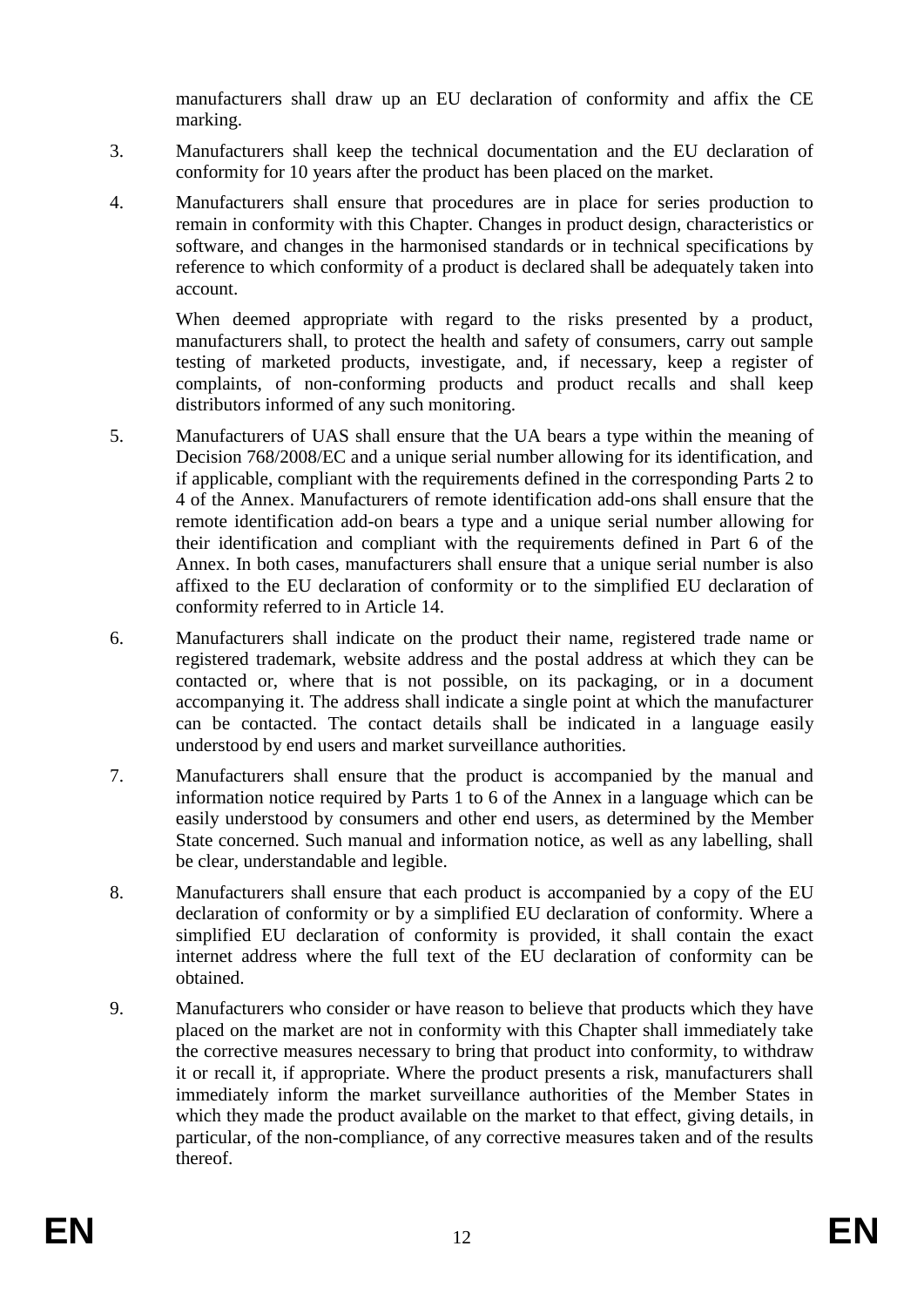manufacturers shall draw up an EU declaration of conformity and affix the CE marking.

3. Manufacturers shall keep the technical documentation and the EU declaration of conformity for 10 years after the product has been placed on the market.

4. Manufacturers shall ensure that procedures are in place for series production to remain in conformity with this Chapter. Changes in product design, characteristics or software, and changes in the harmonised standards or in technical specifications by reference to which conformity of a product is declared shall be adequately taken into account.

   When deemed appropriate with regard to the risks presented by a product, manufacturers shall, to protect the health and safety of consumers, carry out sample testing of marketed products, investigate, and, if necessary, keep a register of complaints, of non-conforming products and product recalls and shall keep distributors informed of any such monitoring.

5. Manufacturers of UAS shall ensure that the UA bears a type within the meaning of Decision 768/2008/EC and a unique serial number allowing for its identification, and if applicable, compliant with the requirements defined in the corresponding Parts 2 to 4 of the Annex. Manufacturers of remote identification add-ons shall ensure that the remote identification add-on bears a type and a unique serial number allowing for their identification and compliant with the requirements defined in Part 6 of the Annex. In both cases, manufacturers shall ensure that a unique serial number is also affixed to the EU declaration of conformity or to the simplified EU declaration of conformity referred to in Article 14.

6. Manufacturers shall indicate on the product their name, registered trade name or registered trademark, website address and the postal address at which they can be contacted or, where that is not possible, on its packaging, or in a document accompanying it. The address shall indicate a single point at which the manufacturer can be contacted. The contact details shall be indicated in a language easily understood by end users and market surveillance authorities.

7. Manufacturers shall ensure that the product is accompanied by the manual and information notice required by Parts 1 to 6 of the Annex in a language which can be easily understood by consumers and other end users, as determined by the Member State concerned. Such manual and information notice, as well as any labelling, shall be clear, understandable and legible.

8. Manufacturers shall ensure that each product is accompanied by a copy of the EU declaration of conformity or by a simplified EU declaration of conformity. Where a simplified EU declaration of conformity is provided, it shall contain the exact internet address where the full text of the EU declaration of conformity can be obtained.

9. Manufacturers who consider or have reason to believe that products which they have placed on the market are not in conformity with this Chapter shall immediately take the corrective measures necessary to bring that product into conformity, to withdraw it or recall it, if appropriate. Where the product presents a risk, manufacturers shall immediately inform the market surveillance authorities of the Member States in which they made the product available on the market to that effect, giving details, in particular, of the non-compliance, of any corrective measures taken and of the results thereof.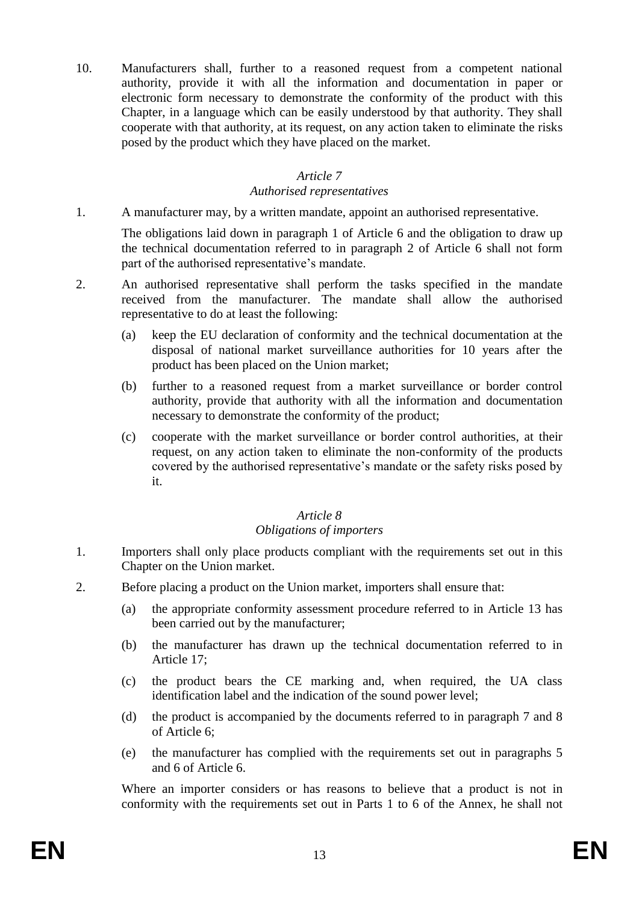10. Manufacturers shall, further to a reasoned request from a competent national authority, provide it with all the information and documentation in paper or electronic form necessary to demonstrate the conformity of the product with this Chapter, in a language which can be easily understood by that authority. They shall cooperate with that authority, at its request, on any action taken to eliminate the risks posed by the product which they have placed on the market.

*Article 7*

*Authorised representatives*

1. A manufacturer may, by a written mandate, appoint an authorised representative.

   The obligations laid down in paragraph 1 of Article 6 and the obligation to draw up the technical documentation referred to in paragraph 2 of Article 6 shall not form part of the authorised representative's mandate.

2. An authorised representative shall perform the tasks specified in the mandate received from the manufacturer. The mandate shall allow the authorised representative to do at least the following:

   (a) keep the EU declaration of conformity and the technical documentation at the disposal of national market surveillance authorities for 10 years after the product has been placed on the Union market;

   (b) further to a reasoned request from a market surveillance or border control authority, provide that authority with all the information and documentation necessary to demonstrate the conformity of the product;

   (c) cooperate with the market surveillance or border control authorities, at their request, on any action taken to eliminate the non-conformity of the products covered by the authorised representative's mandate or the safety risks posed by it.

*Article 8*

*Obligations of importers*

1. Importers shall only place products compliant with the requirements set out in this Chapter on the Union market.

2. Before placing a product on the Union market, importers shall ensure that:

   (a) the appropriate conformity assessment procedure referred to in Article 13 has been carried out by the manufacturer;

   (b) the manufacturer has drawn up the technical documentation referred to in Article 17;

   (c) the product bears the CE marking and, when required, the UA class identification label and the indication of the sound power level;

   (d) the product is accompanied by the documents referred to in paragraph 7 and 8 of Article 6;

   (e) the manufacturer has complied with the requirements set out in paragraphs 5 and 6 of Article 6.

   Where an importer considers or has reasons to believe that a product is not in conformity with the requirements set out in Parts 1 to 6 of the Annex, he shall not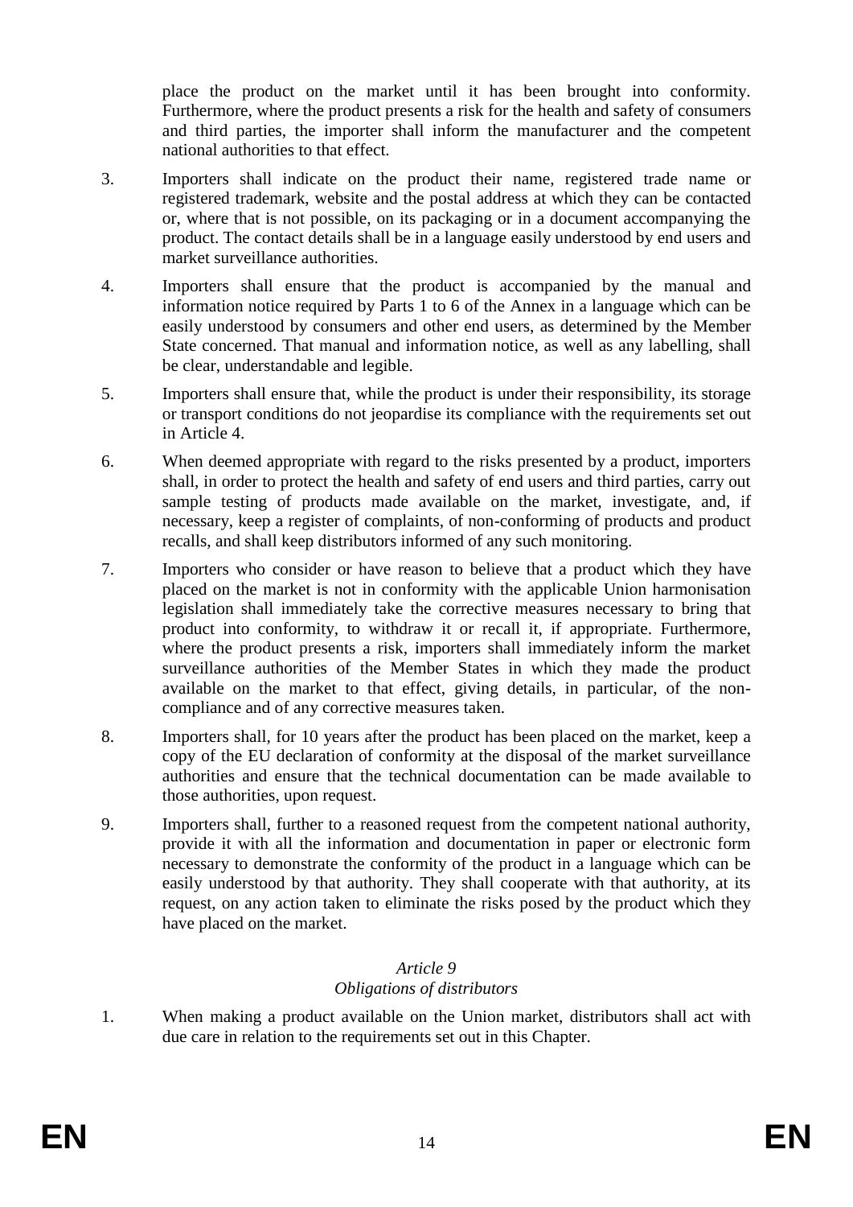place the product on the market until it has been brought into conformity. Furthermore, where the product presents a risk for the health and safety of consumers and third parties, the importer shall inform the manufacturer and the competent national authorities to that effect.

3. Importers shall indicate on the product their name, registered trade name or registered trademark, website and the postal address at which they can be contacted or, where that is not possible, on its packaging or in a document accompanying the product. The contact details shall be in a language easily understood by end users and market surveillance authorities.

4. Importers shall ensure that the product is accompanied by the manual and information notice required by Parts 1 to 6 of the Annex in a language which can be easily understood by consumers and other end users, as determined by the Member State concerned. That manual and information notice, as well as any labelling, shall be clear, understandable and legible.

5. Importers shall ensure that, while the product is under their responsibility, its storage or transport conditions do not jeopardise its compliance with the requirements set out in Article 4.

6. When deemed appropriate with regard to the risks presented by a product, importers shall, in order to protect the health and safety of end users and third parties, carry out sample testing of products made available on the market, investigate, and, if necessary, keep a register of complaints, of non-conforming of products and product recalls, and shall keep distributors informed of any such monitoring.

7. Importers who consider or have reason to believe that a product which they have placed on the market is not in conformity with the applicable Union harmonisation legislation shall immediately take the corrective measures necessary to bring that product into conformity, to withdraw it or recall it, if appropriate. Furthermore, where the product presents a risk, importers shall immediately inform the market surveillance authorities of the Member States in which they made the product available on the market to that effect, giving details, in particular, of the non-compliance and of any corrective measures taken.

8. Importers shall, for 10 years after the product has been placed on the market, keep a copy of the EU declaration of conformity at the disposal of the market surveillance authorities and ensure that the technical documentation can be made available to those authorities, upon request.

9. Importers shall, further to a reasoned request from the competent national authority, provide it with all the information and documentation in paper or electronic form necessary to demonstrate the conformity of the product in a language which can be easily understood by that authority. They shall cooperate with that authority, at its request, on any action taken to eliminate the risks posed by the product which they have placed on the market.

*Article 9*
*Obligations of distributors*

1. When making a product available on the Union market, distributors shall act with due care in relation to the requirements set out in this Chapter.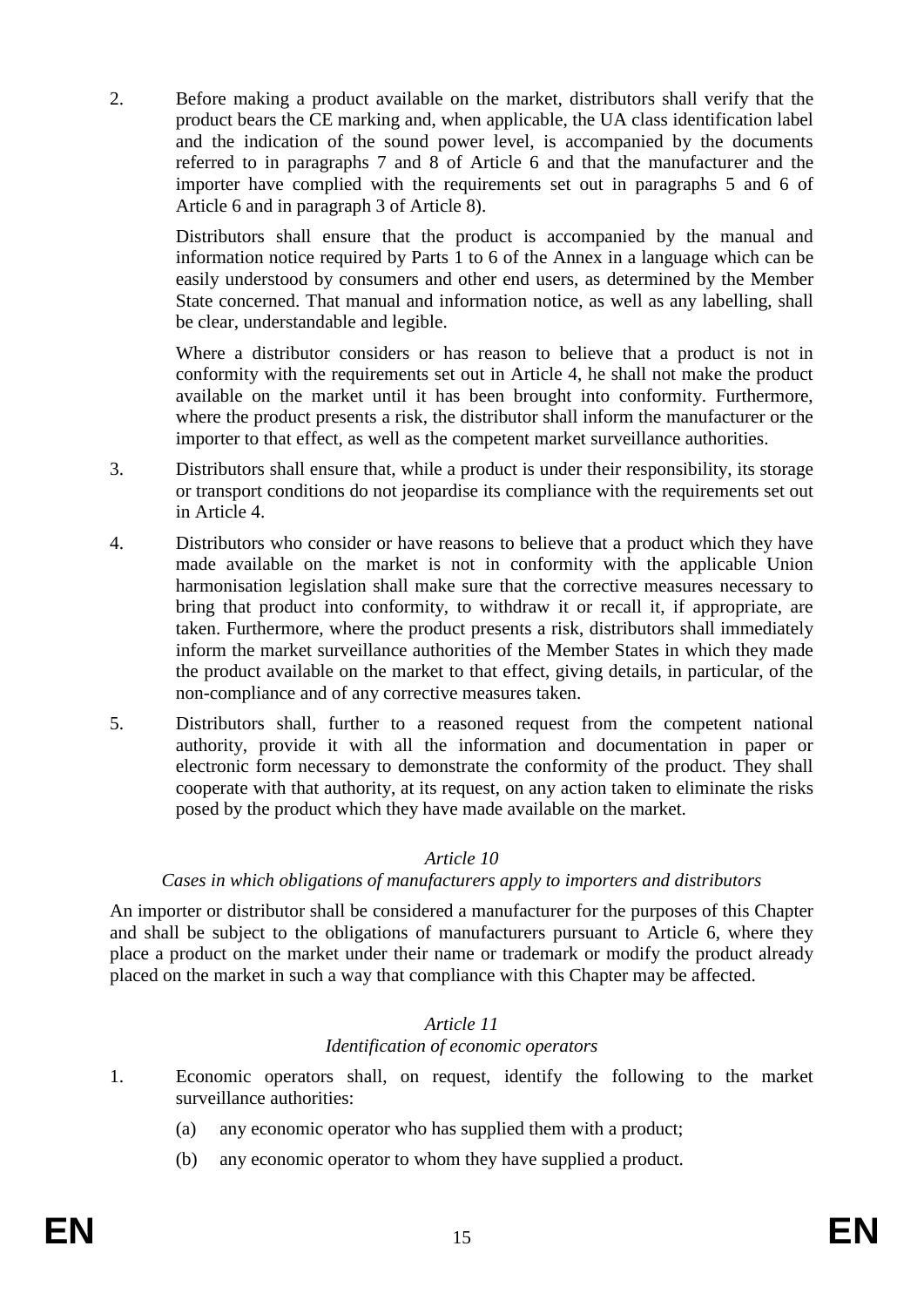2. Before making a product available on the market, distributors shall verify that the product bears the CE marking and, when applicable, the UA class identification label and the indication of the sound power level, is accompanied by the documents referred to in paragraphs 7 and 8 of Article 6 and that the manufacturer and the importer have complied with the requirements set out in paragraphs 5 and 6 of Article 6 and in paragraph 3 of Article 8).

   Distributors shall ensure that the product is accompanied by the manual and information notice required by Parts 1 to 6 of the Annex in a language which can be easily understood by consumers and other end users, as determined by the Member State concerned. That manual and information notice, as well as any labelling, shall be clear, understandable and legible.

   Where a distributor considers or has reason to believe that a product is not in conformity with the requirements set out in Article 4, he shall not make the product available on the market until it has been brought into conformity. Furthermore, where the product presents a risk, the distributor shall inform the manufacturer or the importer to that effect, as well as the competent market surveillance authorities.

3. Distributors shall ensure that, while a product is under their responsibility, its storage or transport conditions do not jeopardise its compliance with the requirements set out in Article 4.

4. Distributors who consider or have reasons to believe that a product which they have made available on the market is not in conformity with the applicable Union harmonisation legislation shall make sure that the corrective measures necessary to bring that product into conformity, to withdraw it or recall it, if appropriate, are taken. Furthermore, where the product presents a risk, distributors shall immediately inform the market surveillance authorities of the Member States in which they made the product available on the market to that effect, giving details, in particular, of the non-compliance and of any corrective measures taken.

5. Distributors shall, further to a reasoned request from the competent national authority, provide it with all the information and documentation in paper or electronic form necessary to demonstrate the conformity of the product. They shall cooperate with that authority, at its request, on any action taken to eliminate the risks posed by the product which they have made available on the market.

*Article 10*

*Cases in which obligations of manufacturers apply to importers and distributors*

An importer or distributor shall be considered a manufacturer for the purposes of this Chapter and shall be subject to the obligations of manufacturers pursuant to Article 6, where they place a product on the market under their name or trademark or modify the product already placed on the market in such a way that compliance with this Chapter may be affected.

*Article 11*

*Identification of economic operators*

1. Economic operators shall, on request, identify the following to the market surveillance authorities:

   (a) any economic operator who has supplied them with a product;

   (b) any economic operator to whom they have supplied a product.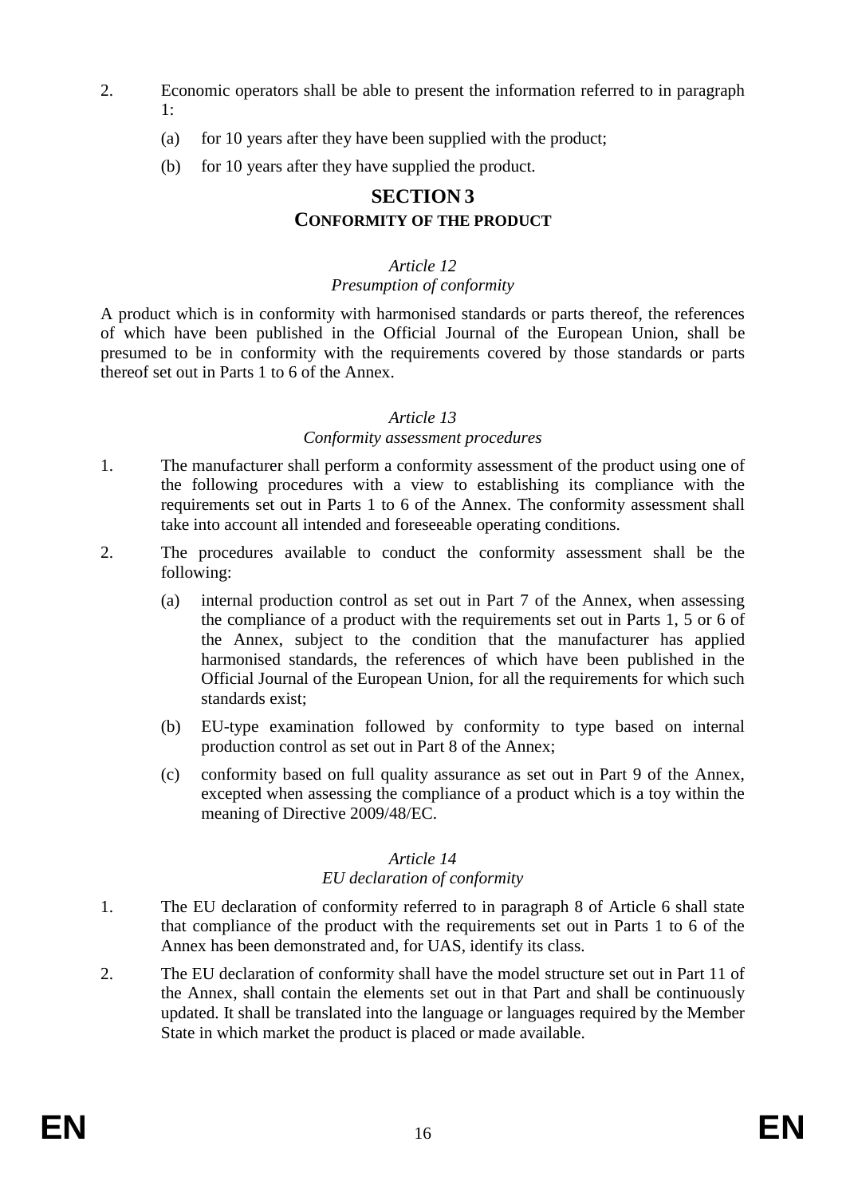2. Economic operators shall be able to present the information referred to in paragraph 1:

   (a) for 10 years after they have been supplied with the product;

   (b) for 10 years after they have supplied the product.

## SECTION 3
## CONFORMITY OF THE PRODUCT

*Article 12*
*Presumption of conformity*

A product which is in conformity with harmonised standards or parts thereof, the references of which have been published in the Official Journal of the European Union, shall be presumed to be in conformity with the requirements covered by those standards or parts thereof set out in Parts 1 to 6 of the Annex.

*Article 13*
*Conformity assessment procedures*

1. The manufacturer shall perform a conformity assessment of the product using one of the following procedures with a view to establishing its compliance with the requirements set out in Parts 1 to 6 of the Annex. The conformity assessment shall take into account all intended and foreseeable operating conditions.

2. The procedures available to conduct the conformity assessment shall be the following:

   (a) internal production control as set out in Part 7 of the Annex, when assessing the compliance of a product with the requirements set out in Parts 1, 5 or 6 of the Annex, subject to the condition that the manufacturer has applied harmonised standards, the references of which have been published in the Official Journal of the European Union, for all the requirements for which such standards exist;

   (b) EU-type examination followed by conformity to type based on internal production control as set out in Part 8 of the Annex;

   (c) conformity based on full quality assurance as set out in Part 9 of the Annex, excepted when assessing the compliance of a product which is a toy within the meaning of Directive 2009/48/EC.

*Article 14*
*EU declaration of conformity*

1. The EU declaration of conformity referred to in paragraph 8 of Article 6 shall state that compliance of the product with the requirements set out in Parts 1 to 6 of the Annex has been demonstrated and, for UAS, identify its class.

2. The EU declaration of conformity shall have the model structure set out in Part 11 of the Annex, shall contain the elements set out in that Part and shall be continuously updated. It shall be translated into the language or languages required by the Member State in which market the product is placed or made available.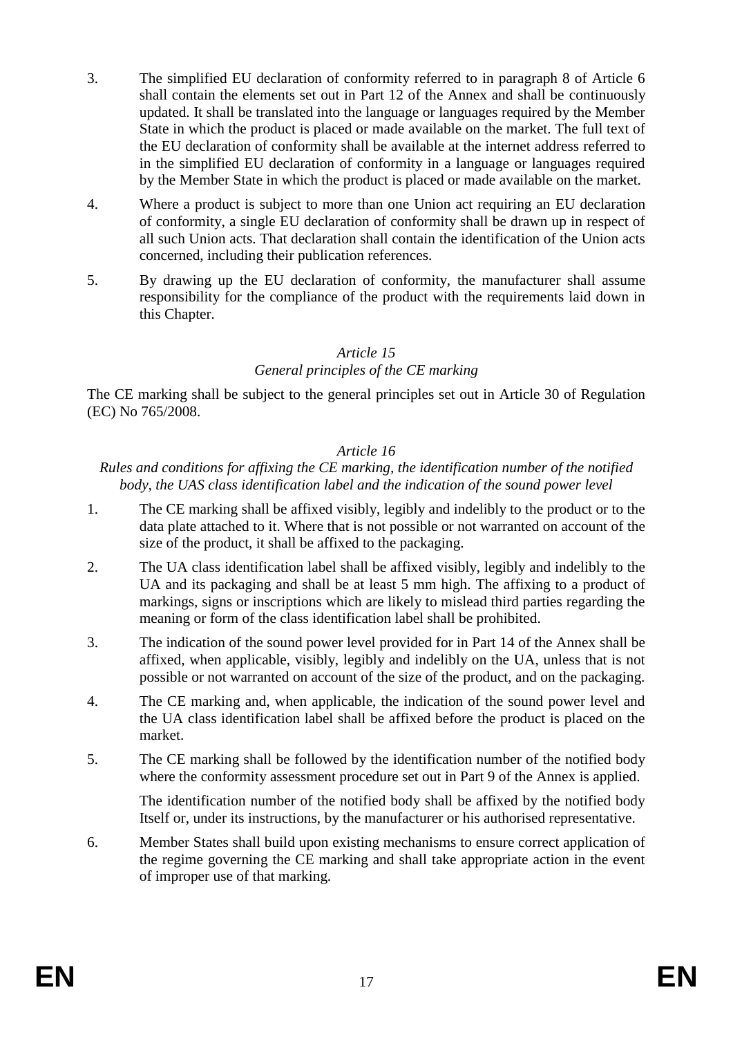3. The simplified EU declaration of conformity referred to in paragraph 8 of Article 6 shall contain the elements set out in Part 12 of the Annex and shall be continuously updated. It shall be translated into the language or languages required by the Member State in which the product is placed or made available on the market. The full text of the EU declaration of conformity shall be available at the internet address referred to in the simplified EU declaration of conformity in a language or languages required by the Member State in which the product is placed or made available on the market.

4. Where a product is subject to more than one Union act requiring an EU declaration of conformity, a single EU declaration of conformity shall be drawn up in respect of all such Union acts. That declaration shall contain the identification of the Union acts concerned, including their publication references.

5. By drawing up the EU declaration of conformity, the manufacturer shall assume responsibility for the compliance of the product with the requirements laid down in this Chapter.

*Article 15*

*General principles of the CE marking*

The CE marking shall be subject to the general principles set out in Article 30 of Regulation (EC) No 765/2008.

*Article 16*

*Rules and conditions for affixing the CE marking, the identification number of the notified body, the UAS class identification label and the indication of the sound power level*

1. The CE marking shall be affixed visibly, legibly and indelibly to the product or to the data plate attached to it. Where that is not possible or not warranted on account of the size of the product, it shall be affixed to the packaging.

2. The UA class identification label shall be affixed visibly, legibly and indelibly to the UA and its packaging and shall be at least 5 mm high. The affixing to a product of markings, signs or inscriptions which are likely to mislead third parties regarding the meaning or form of the class identification label shall be prohibited.

3. The indication of the sound power level provided for in Part 14 of the Annex shall be affixed, when applicable, visibly, legibly and indelibly on the UA, unless that is not possible or not warranted on account of the size of the product, and on the packaging.

4. The CE marking and, when applicable, the indication of the sound power level and the UA class identification label shall be affixed before the product is placed on the market.

5. The CE marking shall be followed by the identification number of the notified body where the conformity assessment procedure set out in Part 9 of the Annex is applied.

   The identification number of the notified body shall be affixed by the notified body Itself or, under its instructions, by the manufacturer or his authorised representative.

6. Member States shall build upon existing mechanisms to ensure correct application of the regime governing the CE marking and shall take appropriate action in the event of improper use of that marking.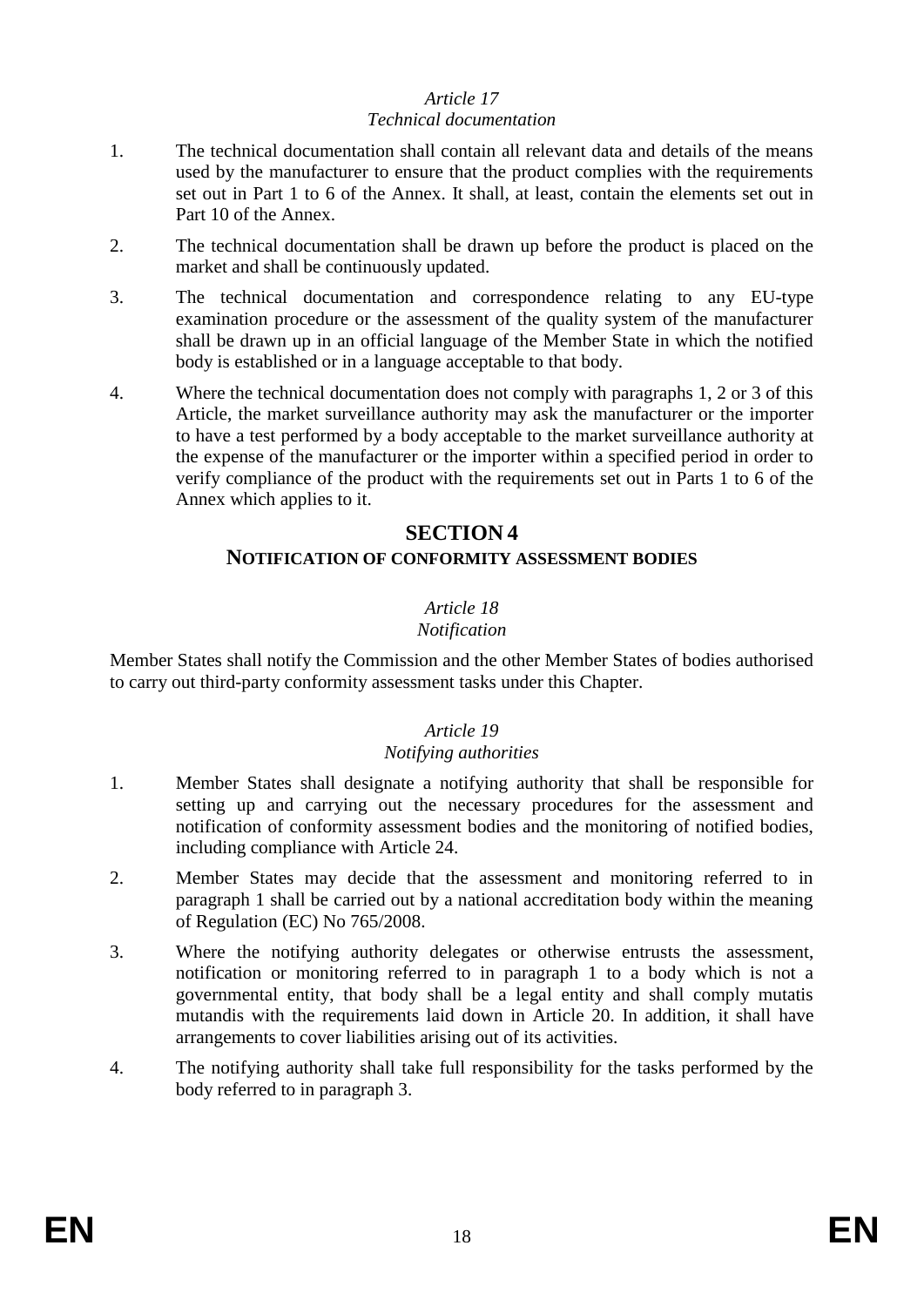*Article 17*

*Technical documentation*

1. The technical documentation shall contain all relevant data and details of the means used by the manufacturer to ensure that the product complies with the requirements set out in Part 1 to 6 of the Annex. It shall, at least, contain the elements set out in Part 10 of the Annex.

2. The technical documentation shall be drawn up before the product is placed on the market and shall be continuously updated.

3. The technical documentation and correspondence relating to any EU-type examination procedure or the assessment of the quality system of the manufacturer shall be drawn up in an official language of the Member State in which the notified body is established or in a language acceptable to that body.

4. Where the technical documentation does not comply with paragraphs 1, 2 or 3 of this Article, the market surveillance authority may ask the manufacturer or the importer to have a test performed by a body acceptable to the market surveillance authority at the expense of the manufacturer or the importer within a specified period in order to verify compliance of the product with the requirements set out in Parts 1 to 6 of the Annex which applies to it.

## SECTION 4

## NOTIFICATION OF CONFORMITY ASSESSMENT BODIES

*Article 18*

*Notification*

Member States shall notify the Commission and the other Member States of bodies authorised to carry out third-party conformity assessment tasks under this Chapter.

*Article 19*

*Notifying authorities*

1. Member States shall designate a notifying authority that shall be responsible for setting up and carrying out the necessary procedures for the assessment and notification of conformity assessment bodies and the monitoring of notified bodies, including compliance with Article 24.

2. Member States may decide that the assessment and monitoring referred to in paragraph 1 shall be carried out by a national accreditation body within the meaning of Regulation (EC) No 765/2008.

3. Where the notifying authority delegates or otherwise entrusts the assessment, notification or monitoring referred to in paragraph 1 to a body which is not a governmental entity, that body shall be a legal entity and shall comply mutatis mutandis with the requirements laid down in Article 20. In addition, it shall have arrangements to cover liabilities arising out of its activities.

4. The notifying authority shall take full responsibility for the tasks performed by the body referred to in paragraph 3.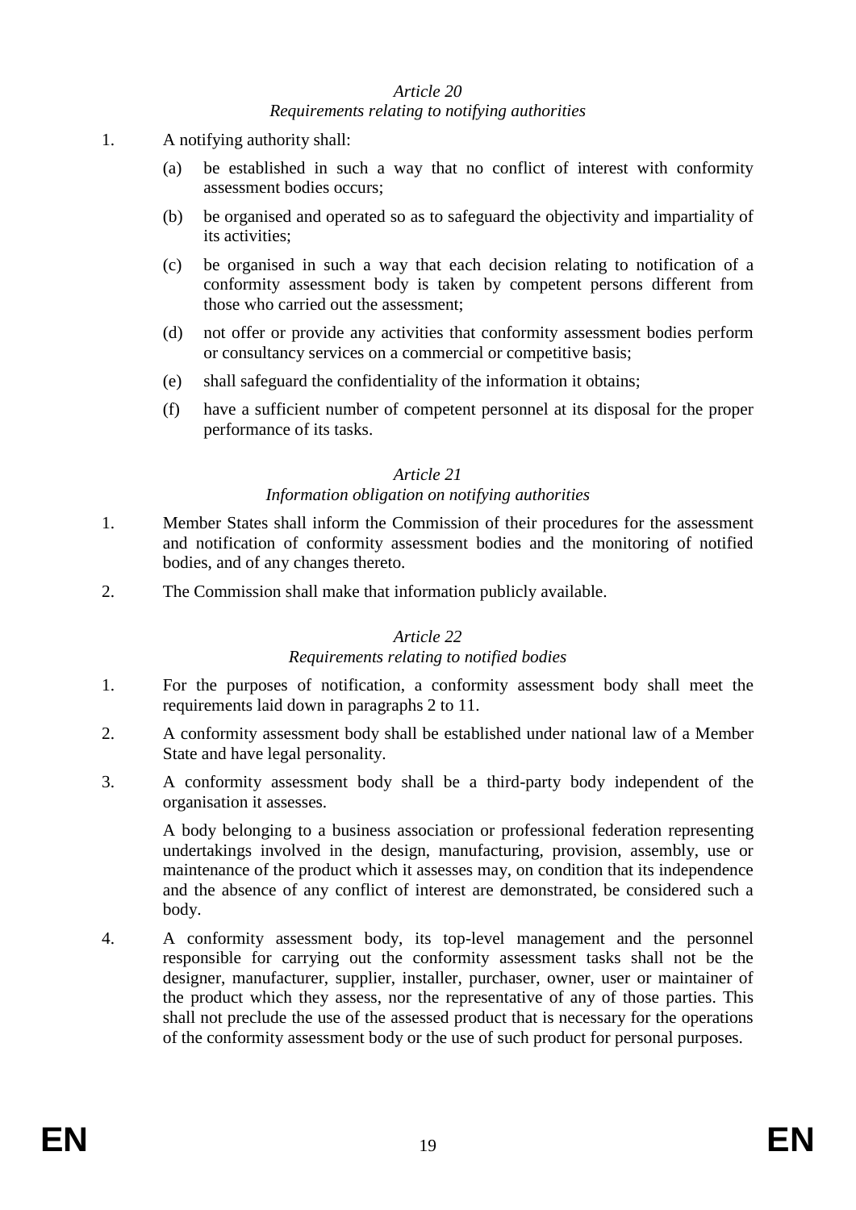*Article 20*
*Requirements relating to notifying authorities*

1. A notifying authority shall:

   (a) be established in such a way that no conflict of interest with conformity assessment bodies occurs;

   (b) be organised and operated so as to safeguard the objectivity and impartiality of its activities;

   (c) be organised in such a way that each decision relating to notification of a conformity assessment body is taken by competent persons different from those who carried out the assessment;

   (d) not offer or provide any activities that conformity assessment bodies perform or consultancy services on a commercial or competitive basis;

   (e) shall safeguard the confidentiality of the information it obtains;

   (f) have a sufficient number of competent personnel at its disposal for the proper performance of its tasks.

*Article 21*
*Information obligation on notifying authorities*

1. Member States shall inform the Commission of their procedures for the assessment and notification of conformity assessment bodies and the monitoring of notified bodies, and of any changes thereto.

2. The Commission shall make that information publicly available.

*Article 22*
*Requirements relating to notified bodies*

1. For the purposes of notification, a conformity assessment body shall meet the requirements laid down in paragraphs 2 to 11.

2. A conformity assessment body shall be established under national law of a Member State and have legal personality.

3. A conformity assessment body shall be a third-party body independent of the organisation it assesses.

   A body belonging to a business association or professional federation representing undertakings involved in the design, manufacturing, provision, assembly, use or maintenance of the product which it assesses may, on condition that its independence and the absence of any conflict of interest are demonstrated, be considered such a body.

4. A conformity assessment body, its top-level management and the personnel responsible for carrying out the conformity assessment tasks shall not be the designer, manufacturer, supplier, installer, purchaser, owner, user or maintainer of the product which they assess, nor the representative of any of those parties. This shall not preclude the use of the assessed product that is necessary for the operations of the conformity assessment body or the use of such product for personal purposes.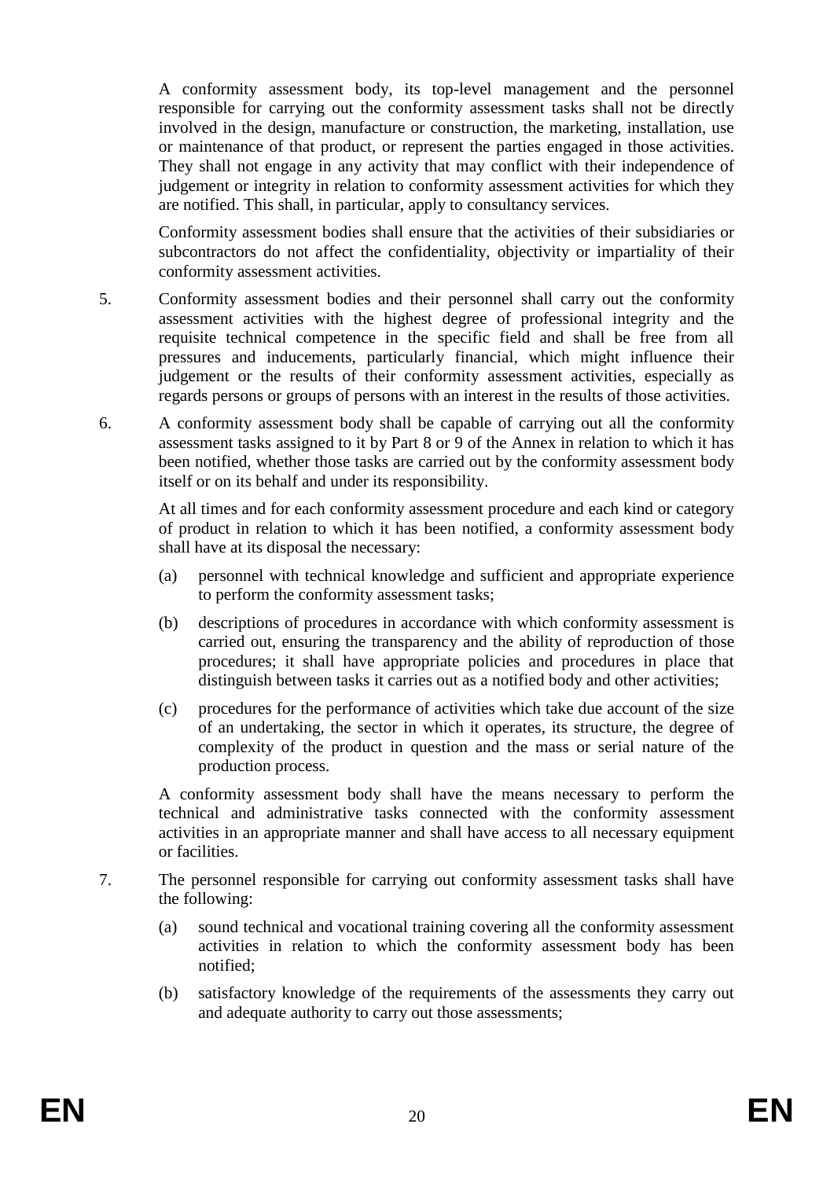A conformity assessment body, its top-level management and the personnel responsible for carrying out the conformity assessment tasks shall not be directly involved in the design, manufacture or construction, the marketing, installation, use or maintenance of that product, or represent the parties engaged in those activities. They shall not engage in any activity that may conflict with their independence of judgement or integrity in relation to conformity assessment activities for which they are notified. This shall, in particular, apply to consultancy services.

Conformity assessment bodies shall ensure that the activities of their subsidiaries or subcontractors do not affect the confidentiality, objectivity or impartiality of their conformity assessment activities.

5. Conformity assessment bodies and their personnel shall carry out the conformity assessment activities with the highest degree of professional integrity and the requisite technical competence in the specific field and shall be free from all pressures and inducements, particularly financial, which might influence their judgement or the results of their conformity assessment activities, especially as regards persons or groups of persons with an interest in the results of those activities.

6. A conformity assessment body shall be capable of carrying out all the conformity assessment tasks assigned to it by Part 8 or 9 of the Annex in relation to which it has been notified, whether those tasks are carried out by the conformity assessment body itself or on its behalf and under its responsibility.

   At all times and for each conformity assessment procedure and each kind or category of product in relation to which it has been notified, a conformity assessment body shall have at its disposal the necessary:

   (a) personnel with technical knowledge and sufficient and appropriate experience to perform the conformity assessment tasks;

   (b) descriptions of procedures in accordance with which conformity assessment is carried out, ensuring the transparency and the ability of reproduction of those procedures; it shall have appropriate policies and procedures in place that distinguish between tasks it carries out as a notified body and other activities;

   (c) procedures for the performance of activities which take due account of the size of an undertaking, the sector in which it operates, its structure, the degree of complexity of the product in question and the mass or serial nature of the production process.

   A conformity assessment body shall have the means necessary to perform the technical and administrative tasks connected with the conformity assessment activities in an appropriate manner and shall have access to all necessary equipment or facilities.

7. The personnel responsible for carrying out conformity assessment tasks shall have the following:

   (a) sound technical and vocational training covering all the conformity assessment activities in relation to which the conformity assessment body has been notified;

   (b) satisfactory knowledge of the requirements of the assessments they carry out and adequate authority to carry out those assessments;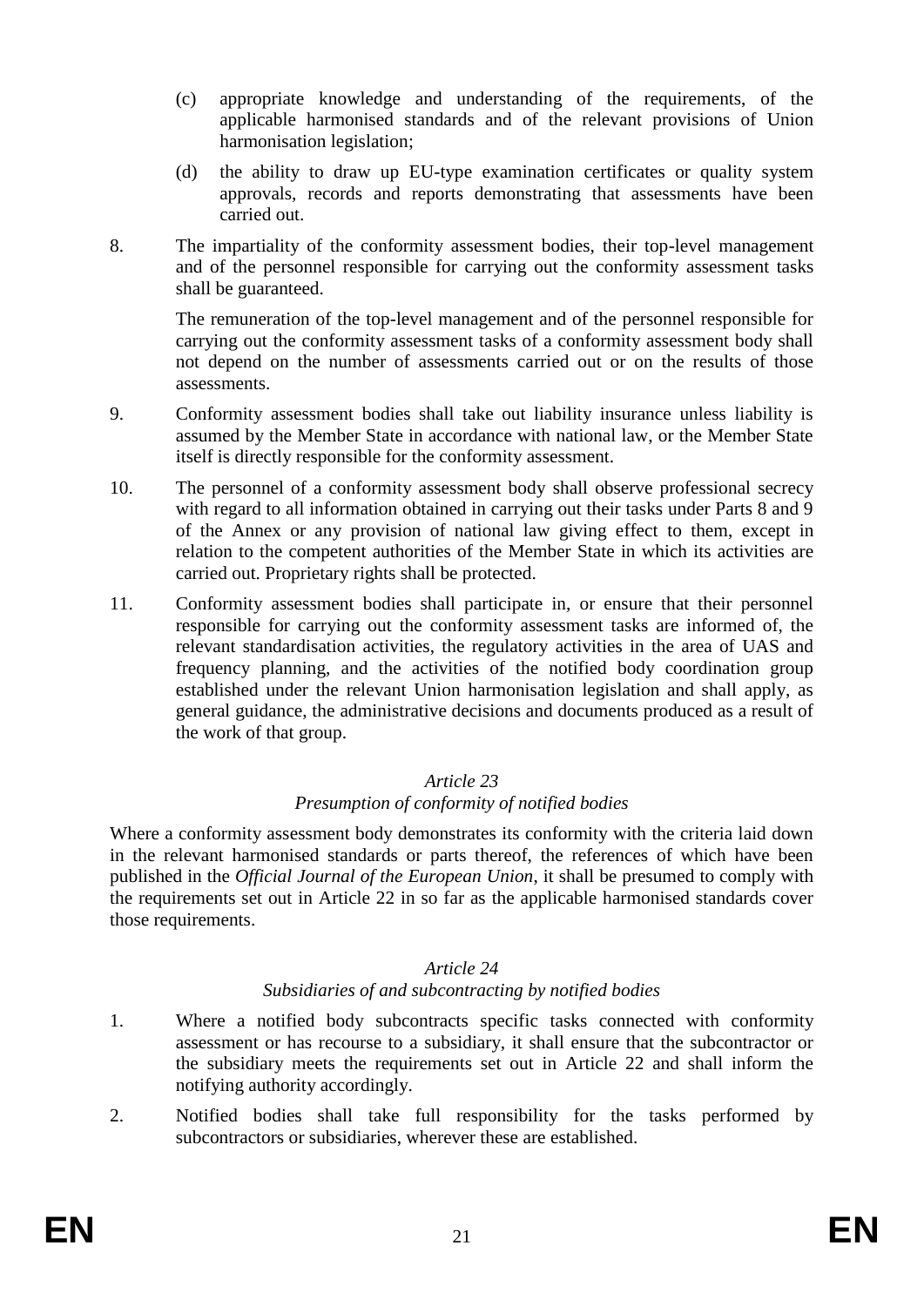(c) appropriate knowledge and understanding of the requirements, of the applicable harmonised standards and of the relevant provisions of Union harmonisation legislation;

(d) the ability to draw up EU-type examination certificates or quality system approvals, records and reports demonstrating that assessments have been carried out.

8. The impartiality of the conformity assessment bodies, their top-level management and of the personnel responsible for carrying out the conformity assessment tasks shall be guaranteed.

   The remuneration of the top-level management and of the personnel responsible for carrying out the conformity assessment tasks of a conformity assessment body shall not depend on the number of assessments carried out or on the results of those assessments.

9. Conformity assessment bodies shall take out liability insurance unless liability is assumed by the Member State in accordance with national law, or the Member State itself is directly responsible for the conformity assessment.

10. The personnel of a conformity assessment body shall observe professional secrecy with regard to all information obtained in carrying out their tasks under Parts 8 and 9 of the Annex or any provision of national law giving effect to them, except in relation to the competent authorities of the Member State in which its activities are carried out. Proprietary rights shall be protected.

11. Conformity assessment bodies shall participate in, or ensure that their personnel responsible for carrying out the conformity assessment tasks are informed of, the relevant standardisation activities, the regulatory activities in the area of UAS and frequency planning, and the activities of the notified body coordination group established under the relevant Union harmonisation legislation and shall apply, as general guidance, the administrative decisions and documents produced as a result of the work of that group.

*Article 23*

*Presumption of conformity of notified bodies*

Where a conformity assessment body demonstrates its conformity with the criteria laid down in the relevant harmonised standards or parts thereof, the references of which have been published in the *Official Journal of the European Union*, it shall be presumed to comply with the requirements set out in Article 22 in so far as the applicable harmonised standards cover those requirements.

*Article 24*

*Subsidiaries of and subcontracting by notified bodies*

1. Where a notified body subcontracts specific tasks connected with conformity assessment or has recourse to a subsidiary, it shall ensure that the subcontractor or the subsidiary meets the requirements set out in Article 22 and shall inform the notifying authority accordingly.

2. Notified bodies shall take full responsibility for the tasks performed by subcontractors or subsidiaries, wherever these are established.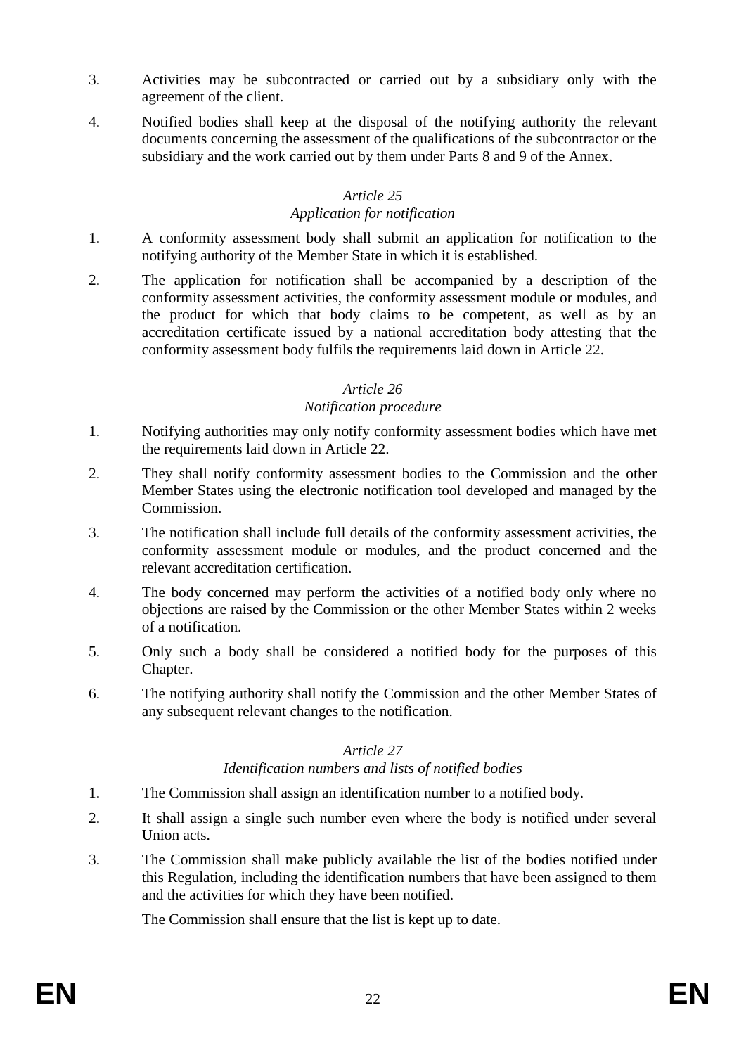3. Activities may be subcontracted or carried out by a subsidiary only with the agreement of the client.

4. Notified bodies shall keep at the disposal of the notifying authority the relevant documents concerning the assessment of the qualifications of the subcontractor or the subsidiary and the work carried out by them under Parts 8 and 9 of the Annex.

*Article 25*

*Application for notification*

1. A conformity assessment body shall submit an application for notification to the notifying authority of the Member State in which it is established.

2. The application for notification shall be accompanied by a description of the conformity assessment activities, the conformity assessment module or modules, and the product for which that body claims to be competent, as well as by an accreditation certificate issued by a national accreditation body attesting that the conformity assessment body fulfils the requirements laid down in Article 22.

*Article 26*

*Notification procedure*

1. Notifying authorities may only notify conformity assessment bodies which have met the requirements laid down in Article 22.

2. They shall notify conformity assessment bodies to the Commission and the other Member States using the electronic notification tool developed and managed by the Commission.

3. The notification shall include full details of the conformity assessment activities, the conformity assessment module or modules, and the product concerned and the relevant accreditation certification.

4. The body concerned may perform the activities of a notified body only where no objections are raised by the Commission or the other Member States within 2 weeks of a notification.

5. Only such a body shall be considered a notified body for the purposes of this Chapter.

6. The notifying authority shall notify the Commission and the other Member States of any subsequent relevant changes to the notification.

*Article 27*

*Identification numbers and lists of notified bodies*

1. The Commission shall assign an identification number to a notified body.

2. It shall assign a single such number even where the body is notified under several Union acts.

3. The Commission shall make publicly available the list of the bodies notified under this Regulation, including the identification numbers that have been assigned to them and the activities for which they have been notified.

   The Commission shall ensure that the list is kept up to date.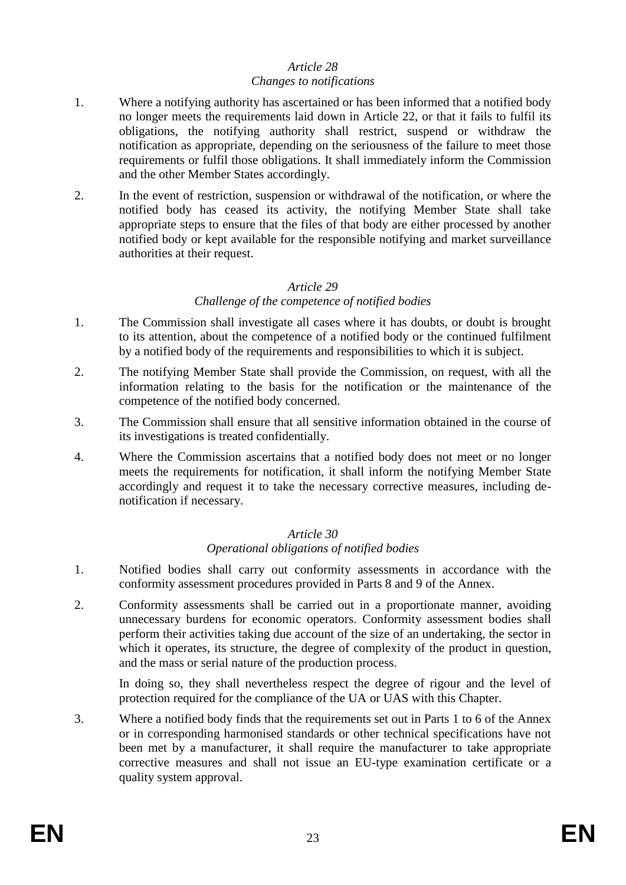*Article 28*
*Changes to notifications*

1. Where a notifying authority has ascertained or has been informed that a notified body no longer meets the requirements laid down in Article 22, or that it fails to fulfil its obligations, the notifying authority shall restrict, suspend or withdraw the notification as appropriate, depending on the seriousness of the failure to meet those requirements or fulfil those obligations. It shall immediately inform the Commission and the other Member States accordingly.

2. In the event of restriction, suspension or withdrawal of the notification, or where the notified body has ceased its activity, the notifying Member State shall take appropriate steps to ensure that the files of that body are either processed by another notified body or kept available for the responsible notifying and market surveillance authorities at their request.

*Article 29*
*Challenge of the competence of notified bodies*

1. The Commission shall investigate all cases where it has doubts, or doubt is brought to its attention, about the competence of a notified body or the continued fulfilment by a notified body of the requirements and responsibilities to which it is subject.

2. The notifying Member State shall provide the Commission, on request, with all the information relating to the basis for the notification or the maintenance of the competence of the notified body concerned.

3. The Commission shall ensure that all sensitive information obtained in the course of its investigations is treated confidentially.

4. Where the Commission ascertains that a notified body does not meet or no longer meets the requirements for notification, it shall inform the notifying Member State accordingly and request it to take the necessary corrective measures, including de-notification if necessary.

*Article 30*
*Operational obligations of notified bodies*

1. Notified bodies shall carry out conformity assessments in accordance with the conformity assessment procedures provided in Parts 8 and 9 of the Annex.

2. Conformity assessments shall be carried out in a proportionate manner, avoiding unnecessary burdens for economic operators. Conformity assessment bodies shall perform their activities taking due account of the size of an undertaking, the sector in which it operates, its structure, the degree of complexity of the product in question, and the mass or serial nature of the production process.

   In doing so, they shall nevertheless respect the degree of rigour and the level of protection required for the compliance of the UA or UAS with this Chapter.

3. Where a notified body finds that the requirements set out in Parts 1 to 6 of the Annex or in corresponding harmonised standards or other technical specifications have not been met by a manufacturer, it shall require the manufacturer to take appropriate corrective measures and shall not issue an EU-type examination certificate or a quality system approval.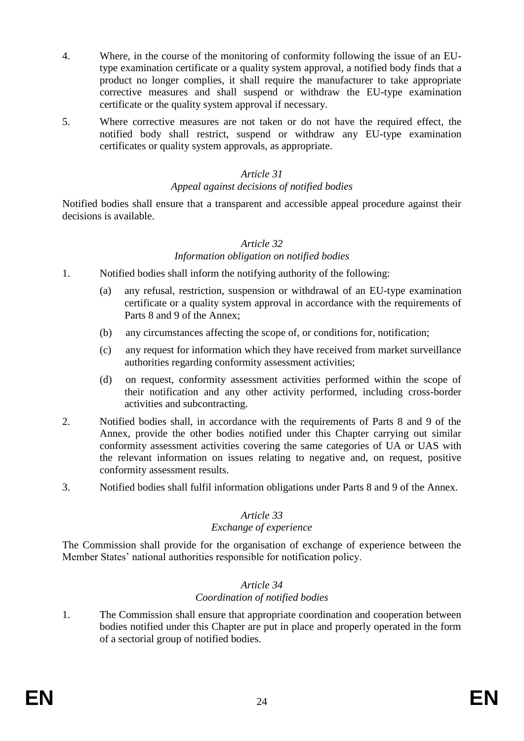4. Where, in the course of the monitoring of conformity following the issue of an EU-type examination certificate or a quality system approval, a notified body finds that a product no longer complies, it shall require the manufacturer to take appropriate corrective measures and shall suspend or withdraw the EU-type examination certificate or the quality system approval if necessary.

5. Where corrective measures are not taken or do not have the required effect, the notified body shall restrict, suspend or withdraw any EU-type examination certificates or quality system approvals, as appropriate.

*Article 31*

*Appeal against decisions of notified bodies*

Notified bodies shall ensure that a transparent and accessible appeal procedure against their decisions is available.

*Article 32*

*Information obligation on notified bodies*

1. Notified bodies shall inform the notifying authority of the following:

   (a) any refusal, restriction, suspension or withdrawal of an EU-type examination certificate or a quality system approval in accordance with the requirements of Parts 8 and 9 of the Annex;

   (b) any circumstances affecting the scope of, or conditions for, notification;

   (c) any request for information which they have received from market surveillance authorities regarding conformity assessment activities;

   (d) on request, conformity assessment activities performed within the scope of their notification and any other activity performed, including cross-border activities and subcontracting.

2. Notified bodies shall, in accordance with the requirements of Parts 8 and 9 of the Annex, provide the other bodies notified under this Chapter carrying out similar conformity assessment activities covering the same categories of UA or UAS with the relevant information on issues relating to negative and, on request, positive conformity assessment results.

3. Notified bodies shall fulfil information obligations under Parts 8 and 9 of the Annex.

*Article 33*

*Exchange of experience*

The Commission shall provide for the organisation of exchange of experience between the Member States' national authorities responsible for notification policy.

*Article 34*

*Coordination of notified bodies*

1. The Commission shall ensure that appropriate coordination and cooperation between bodies notified under this Chapter are put in place and properly operated in the form of a sectorial group of notified bodies.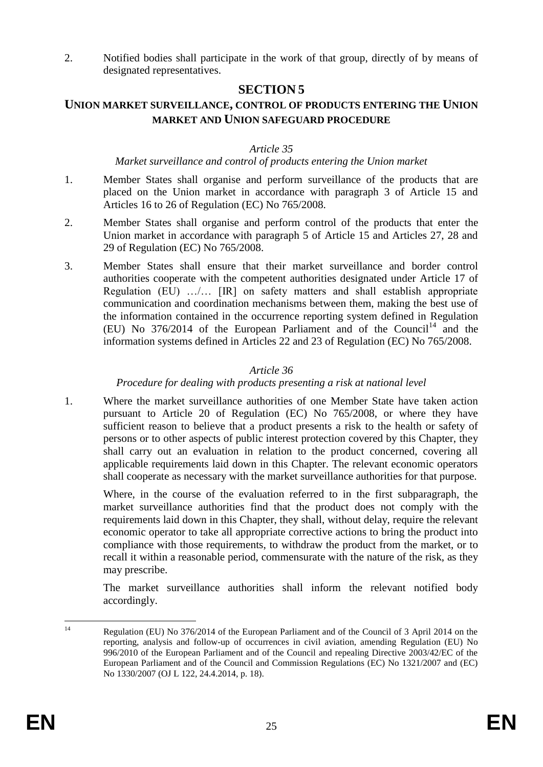2. Notified bodies shall participate in the work of that group, directly of by means of designated representatives.

## SECTION 5

### UNION MARKET SURVEILLANCE, CONTROL OF PRODUCTS ENTERING THE UNION MARKET AND UNION SAFEGUARD PROCEDURE

*Article 35*

*Market surveillance and control of products entering the Union market*

1. Member States shall organise and perform surveillance of the products that are placed on the Union market in accordance with paragraph 3 of Article 15 and Articles 16 to 26 of Regulation (EC) No 765/2008.

2. Member States shall organise and perform control of the products that enter the Union market in accordance with paragraph 5 of Article 15 and Articles 27, 28 and 29 of Regulation (EC) No 765/2008.

3. Member States shall ensure that their market surveillance and border control authorities cooperate with the competent authorities designated under Article 17 of Regulation (EU) …/… [IR] on safety matters and shall establish appropriate communication and coordination mechanisms between them, making the best use of the information contained in the occurrence reporting system defined in Regulation (EU) No 376/2014 of the European Parliament and of the Council[14] and the information systems defined in Articles 22 and 23 of Regulation (EC) No 765/2008.

*Article 36*

*Procedure for dealing with products presenting a risk at national level*

1. Where the market surveillance authorities of one Member State have taken action pursuant to Article 20 of Regulation (EC) No 765/2008, or where they have sufficient reason to believe that a product presents a risk to the health or safety of persons or to other aspects of public interest protection covered by this Chapter, they shall carry out an evaluation in relation to the product concerned, covering all applicable requirements laid down in this Chapter. The relevant economic operators shall cooperate as necessary with the market surveillance authorities for that purpose.

   Where, in the course of the evaluation referred to in the first subparagraph, the market surveillance authorities find that the product does not comply with the requirements laid down in this Chapter, they shall, without delay, require the relevant economic operator to take all appropriate corrective actions to bring the product into compliance with those requirements, to withdraw the product from the market, or to recall it within a reasonable period, commensurate with the nature of the risk, as they may prescribe.

   The market surveillance authorities shall inform the relevant notified body accordingly.

---

[14] Regulation (EU) No 376/2014 of the European Parliament and of the Council of 3 April 2014 on the reporting, analysis and follow-up of occurrences in civil aviation, amending Regulation (EU) No 996/2010 of the European Parliament and of the Council and repealing Directive 2003/42/EC of the European Parliament and of the Council and Commission Regulations (EC) No 1321/2007 and (EC) No 1330/2007 (OJ L 122, 24.4.2014, p. 18).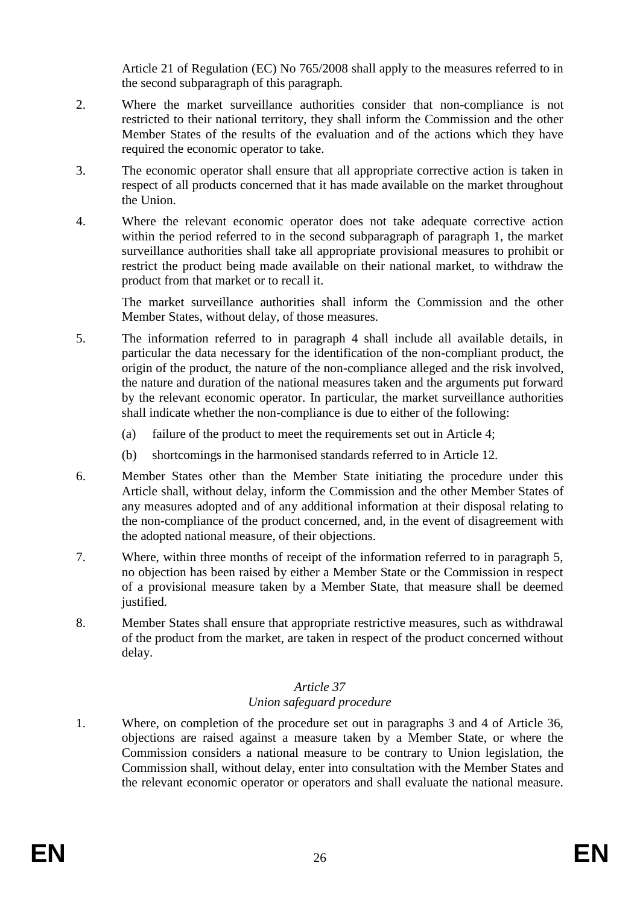Article 21 of Regulation (EC) No 765/2008 shall apply to the measures referred to in the second subparagraph of this paragraph.

2. Where the market surveillance authorities consider that non-compliance is not restricted to their national territory, they shall inform the Commission and the other Member States of the results of the evaluation and of the actions which they have required the economic operator to take.

3. The economic operator shall ensure that all appropriate corrective action is taken in respect of all products concerned that it has made available on the market throughout the Union.

4. Where the relevant economic operator does not take adequate corrective action within the period referred to in the second subparagraph of paragraph 1, the market surveillance authorities shall take all appropriate provisional measures to prohibit or restrict the product being made available on their national market, to withdraw the product from that market or to recall it.

   The market surveillance authorities shall inform the Commission and the other Member States, without delay, of those measures.

5. The information referred to in paragraph 4 shall include all available details, in particular the data necessary for the identification of the non-compliant product, the origin of the product, the nature of the non-compliance alleged and the risk involved, the nature and duration of the national measures taken and the arguments put forward by the relevant economic operator. In particular, the market surveillance authorities shall indicate whether the non-compliance is due to either of the following:

   (a) failure of the product to meet the requirements set out in Article 4;

   (b) shortcomings in the harmonised standards referred to in Article 12.

6. Member States other than the Member State initiating the procedure under this Article shall, without delay, inform the Commission and the other Member States of any measures adopted and of any additional information at their disposal relating to the non-compliance of the product concerned, and, in the event of disagreement with the adopted national measure, of their objections.

7. Where, within three months of receipt of the information referred to in paragraph 5, no objection has been raised by either a Member State or the Commission in respect of a provisional measure taken by a Member State, that measure shall be deemed justified.

8. Member States shall ensure that appropriate restrictive measures, such as withdrawal of the product from the market, are taken in respect of the product concerned without delay.

### *Article 37*
### *Union safeguard procedure*

1. Where, on completion of the procedure set out in paragraphs 3 and 4 of Article 36, objections are raised against a measure taken by a Member State, or where the Commission considers a national measure to be contrary to Union legislation, the Commission shall, without delay, enter into consultation with the Member States and the relevant economic operator or operators and shall evaluate the national measure.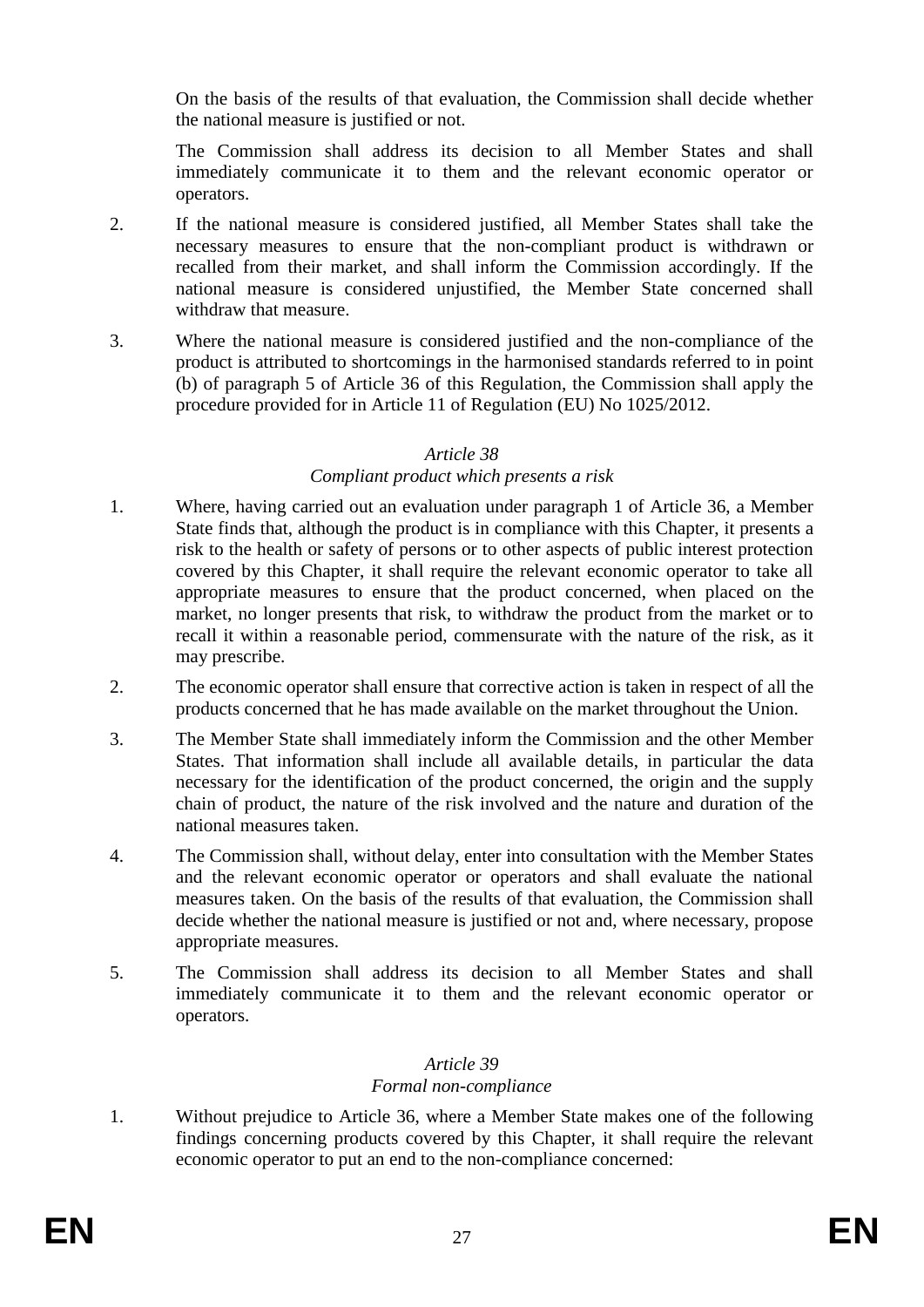On the basis of the results of that evaluation, the Commission shall decide whether the national measure is justified or not.

The Commission shall address its decision to all Member States and shall immediately communicate it to them and the relevant economic operator or operators.

2. If the national measure is considered justified, all Member States shall take the necessary measures to ensure that the non-compliant product is withdrawn or recalled from their market, and shall inform the Commission accordingly. If the national measure is considered unjustified, the Member State concerned shall withdraw that measure.

3. Where the national measure is considered justified and the non-compliance of the product is attributed to shortcomings in the harmonised standards referred to in point (b) of paragraph 5 of Article 36 of this Regulation, the Commission shall apply the procedure provided for in Article 11 of Regulation (EU) No 1025/2012.

*Article 38*

*Compliant product which presents a risk*

1. Where, having carried out an evaluation under paragraph 1 of Article 36, a Member State finds that, although the product is in compliance with this Chapter, it presents a risk to the health or safety of persons or to other aspects of public interest protection covered by this Chapter, it shall require the relevant economic operator to take all appropriate measures to ensure that the product concerned, when placed on the market, no longer presents that risk, to withdraw the product from the market or to recall it within a reasonable period, commensurate with the nature of the risk, as it may prescribe.

2. The economic operator shall ensure that corrective action is taken in respect of all the products concerned that he has made available on the market throughout the Union.

3. The Member State shall immediately inform the Commission and the other Member States. That information shall include all available details, in particular the data necessary for the identification of the product concerned, the origin and the supply chain of product, the nature of the risk involved and the nature and duration of the national measures taken.

4. The Commission shall, without delay, enter into consultation with the Member States and the relevant economic operator or operators and shall evaluate the national measures taken. On the basis of the results of that evaluation, the Commission shall decide whether the national measure is justified or not and, where necessary, propose appropriate measures.

5. The Commission shall address its decision to all Member States and shall immediately communicate it to them and the relevant economic operator or operators.

*Article 39*

*Formal non-compliance*

1. Without prejudice to Article 36, where a Member State makes one of the following findings concerning products covered by this Chapter, it shall require the relevant economic operator to put an end to the non-compliance concerned: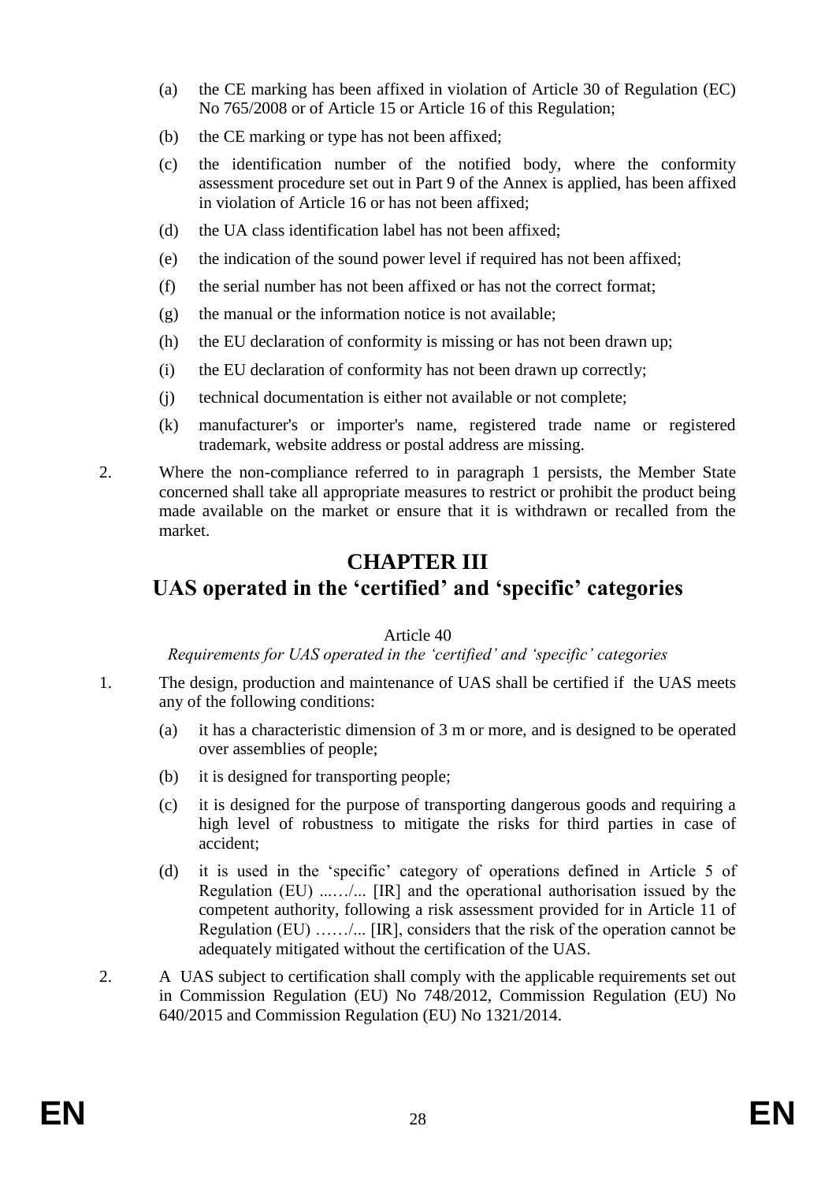(a) the CE marking has been affixed in violation of Article 30 of Regulation (EC) No 765/2008 or of Article 15 or Article 16 of this Regulation;

(b) the CE marking or type has not been affixed;

(c) the identification number of the notified body, where the conformity assessment procedure set out in Part 9 of the Annex is applied, has been affixed in violation of Article 16 or has not been affixed;

(d) the UA class identification label has not been affixed;

(e) the indication of the sound power level if required has not been affixed;

(f) the serial number has not been affixed or has not the correct format;

(g) the manual or the information notice is not available;

(h) the EU declaration of conformity is missing or has not been drawn up;

(i) the EU declaration of conformity has not been drawn up correctly;

(j) technical documentation is either not available or not complete;

(k) manufacturer's or importer's name, registered trade name or registered trademark, website address or postal address are missing.

2. Where the non-compliance referred to in paragraph 1 persists, the Member State concerned shall take all appropriate measures to restrict or prohibit the product being made available on the market or ensure that it is withdrawn or recalled from the market.

# CHAPTER III

# UAS operated in the 'certified' and 'specific' categories

Article 40

*Requirements for UAS operated in the 'certified' and 'specific' categories*

1. The design, production and maintenance of UAS shall be certified if the UAS meets any of the following conditions:

(a) it has a characteristic dimension of 3 m or more, and is designed to be operated over assemblies of people;

(b) it is designed for transporting people;

(c) it is designed for the purpose of transporting dangerous goods and requiring a high level of robustness to mitigate the risks for third parties in case of accident;

(d) it is used in the 'specific' category of operations defined in Article 5 of Regulation (EU) ...…/... [IR] and the operational authorisation issued by the competent authority, following a risk assessment provided for in Article 11 of Regulation (EU) ……/... [IR], considers that the risk of the operation cannot be adequately mitigated without the certification of the UAS.

2. A UAS subject to certification shall comply with the applicable requirements set out in Commission Regulation (EU) No 748/2012, Commission Regulation (EU) No 640/2015 and Commission Regulation (EU) No 1321/2014.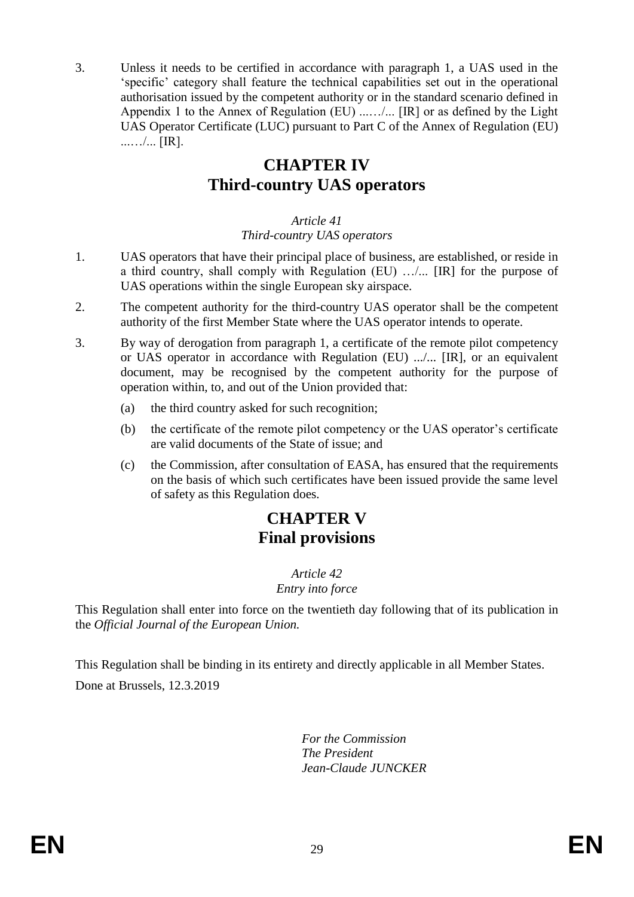3. Unless it needs to be certified in accordance with paragraph 1, a UAS used in the 'specific' category shall feature the technical capabilities set out in the operational authorisation issued by the competent authority or in the standard scenario defined in Appendix 1 to the Annex of Regulation (EU) ...…/... [IR] or as defined by the Light UAS Operator Certificate (LUC) pursuant to Part C of the Annex of Regulation (EU) ...…/... [IR].

# CHAPTER IV
# Third-country UAS operators

*Article 41*
*Third-country UAS operators*

1. UAS operators that have their principal place of business, are established, or reside in a third country, shall comply with Regulation (EU) …/... [IR] for the purpose of UAS operations within the single European sky airspace.

2. The competent authority for the third-country UAS operator shall be the competent authority of the first Member State where the UAS operator intends to operate.

3. By way of derogation from paragraph 1, a certificate of the remote pilot competency or UAS operator in accordance with Regulation (EU) .../... [IR], or an equivalent document, may be recognised by the competent authority for the purpose of operation within, to, and out of the Union provided that:

   (a) the third country asked for such recognition;

   (b) the certificate of the remote pilot competency or the UAS operator's certificate are valid documents of the State of issue; and

   (c) the Commission, after consultation of EASA, has ensured that the requirements on the basis of which such certificates have been issued provide the same level of safety as this Regulation does.

# CHAPTER V
# Final provisions

*Article 42*
*Entry into force*

This Regulation shall enter into force on the twentieth day following that of its publication in the *Official Journal of the European Union.*

This Regulation shall be binding in its entirety and directly applicable in all Member States.

Done at Brussels, 12.3.2019

*For the Commission*
*The President*
*Jean-Claude JUNCKER*